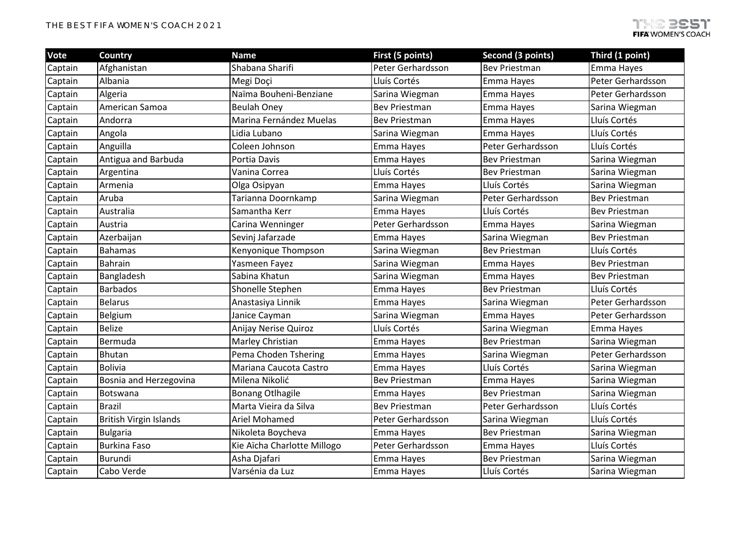# THE BEST FIFA WOMEN'S COACH 2021

| Vote | Country | Name | First (5 points) | Second (3 points) | Third (1 point) |
|---|---|---|---|---|---|
| Captain | Afghanistan | Shabana Sharifi | Peter Gerhardsson | Bev Priestman | Emma Hayes |
| Captain | Albania | Megi Doçi | Lluís Cortés | Emma Hayes | Peter Gerhardsson |
| Captain | Algeria | Naïma Bouheni-Benziane | Sarina Wiegman | Emma Hayes | Peter Gerhardsson |
| Captain | American Samoa | Beulah Oney | Bev Priestman | Emma Hayes | Sarina Wiegman |
| Captain | Andorra | Marina Fernández Muelas | Bev Priestman | Emma Hayes | Lluís Cortés |
| Captain | Angola | Lidia Lubano | Sarina Wiegman | Emma Hayes | Lluís Cortés |
| Captain | Anguilla | Coleen Johnson | Emma Hayes | Peter Gerhardsson | Lluís Cortés |
| Captain | Antigua and Barbuda | Portia Davis | Emma Hayes | Bev Priestman | Sarina Wiegman |
| Captain | Argentina | Vanina Correa | Lluís Cortés | Bev Priestman | Sarina Wiegman |
| Captain | Armenia | Olga Osipyan | Emma Hayes | Lluís Cortés | Sarina Wiegman |
| Captain | Aruba | Tarianna Doornkamp | Sarina Wiegman | Peter Gerhardsson | Bev Priestman |
| Captain | Australia | Samantha Kerr | Emma Hayes | Lluís Cortés | Bev Priestman |
| Captain | Austria | Carina Wenninger | Peter Gerhardsson | Emma Hayes | Sarina Wiegman |
| Captain | Azerbaijan | Sevinj Jafarzade | Emma Hayes | Sarina Wiegman | Bev Priestman |
| Captain | Bahamas | Kenyonique Thompson | Sarina Wiegman | Bev Priestman | Lluís Cortés |
| Captain | Bahrain | Yasmeen Fayez | Sarina Wiegman | Emma Hayes | Bev Priestman |
| Captain | Bangladesh | Sabina Khatun | Sarina Wiegman | Emma Hayes | Bev Priestman |
| Captain | Barbados | Shonelle Stephen | Emma Hayes | Bev Priestman | Lluís Cortés |
| Captain | Belarus | Anastasiya Linnik | Emma Hayes | Sarina Wiegman | Peter Gerhardsson |
| Captain | Belgium | Janice Cayman | Sarina Wiegman | Emma Hayes | Peter Gerhardsson |
| Captain | Belize | Anijay Nerise Quiroz | Lluís Cortés | Sarina Wiegman | Emma Hayes |
| Captain | Bermuda | Marley Christian | Emma Hayes | Bev Priestman | Sarina Wiegman |
| Captain | Bhutan | Pema Choden Tshering | Emma Hayes | Sarina Wiegman | Peter Gerhardsson |
| Captain | Bolivia | Mariana Caucota Castro | Emma Hayes | Lluís Cortés | Sarina Wiegman |
| Captain | Bosnia and Herzegovina | Milena Nikolić | Bev Priestman | Emma Hayes | Sarina Wiegman |
| Captain | Botswana | Bonang Otlhagile | Emma Hayes | Bev Priestman | Sarina Wiegman |
| Captain | Brazil | Marta Vieira da Silva | Bev Priestman | Peter Gerhardsson | Lluís Cortés |
| Captain | British Virgin Islands | Ariel Mohamed | Peter Gerhardsson | Sarina Wiegman | Lluís Cortés |
| Captain | Bulgaria | Nikoleta Boycheva | Emma Hayes | Bev Priestman | Sarina Wiegman |
| Captain | Burkina Faso | Kie Aïcha Charlotte Millogo | Peter Gerhardsson | Emma Hayes | Lluís Cortés |
| Captain | Burundi | Asha Djafari | Emma Hayes | Bev Priestman | Sarina Wiegman |
| Captain | Cabo Verde | Varsénia da Luz | Emma Hayes | Lluís Cortés | Sarina Wiegman |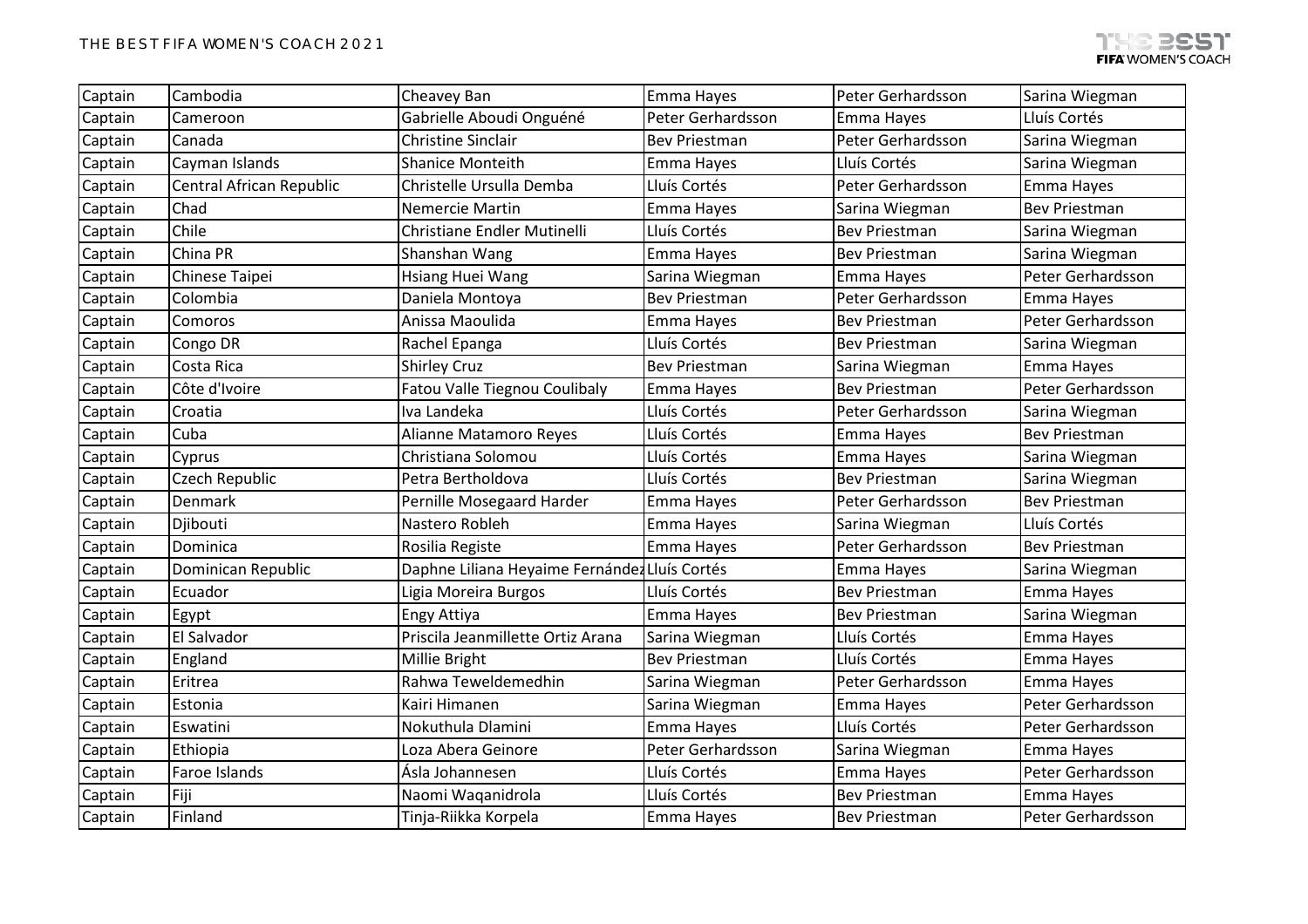| Captain | Cambodia | Cheavey Ban | Emma Hayes | Peter Gerhardsson | Sarina Wiegman |
|---|---|---|---|---|---|
| Captain | Cameroon | Gabrielle Aboudi Onguéné | Peter Gerhardsson | Emma Hayes | Lluís Cortés |
| Captain | Canada | Christine Sinclair | Bev Priestman | Peter Gerhardsson | Sarina Wiegman |
| Captain | Cayman Islands | Shanice Monteith | Emma Hayes | Lluís Cortés | Sarina Wiegman |
| Captain | Central African Republic | Christelle Ursulla Demba | Lluís Cortés | Peter Gerhardsson | Emma Hayes |
| Captain | Chad | Nemercie Martin | Emma Hayes | Sarina Wiegman | Bev Priestman |
| Captain | Chile | Christiane Endler Mutinelli | Lluís Cortés | Bev Priestman | Sarina Wiegman |
| Captain | China PR | Shanshan Wang | Emma Hayes | Bev Priestman | Sarina Wiegman |
| Captain | Chinese Taipei | Hsiang Huei Wang | Sarina Wiegman | Emma Hayes | Peter Gerhardsson |
| Captain | Colombia | Daniela Montoya | Bev Priestman | Peter Gerhardsson | Emma Hayes |
| Captain | Comoros | Anissa Maoulida | Emma Hayes | Bev Priestman | Peter Gerhardsson |
| Captain | Congo DR | Rachel Epanga | Lluís Cortés | Bev Priestman | Sarina Wiegman |
| Captain | Costa Rica | Shirley Cruz | Bev Priestman | Sarina Wiegman | Emma Hayes |
| Captain | Côte d'Ivoire | Fatou Valle Tiegnou Coulibaly | Emma Hayes | Bev Priestman | Peter Gerhardsson |
| Captain | Croatia | Iva Landeka | Lluís Cortés | Peter Gerhardsson | Sarina Wiegman |
| Captain | Cuba | Alianne Matamoro Reyes | Lluís Cortés | Emma Hayes | Bev Priestman |
| Captain | Cyprus | Christiana Solomou | Lluís Cortés | Emma Hayes | Sarina Wiegman |
| Captain | Czech Republic | Petra Bertholdova | Lluís Cortés | Bev Priestman | Sarina Wiegman |
| Captain | Denmark | Pernille Mosegaard Harder | Emma Hayes | Peter Gerhardsson | Bev Priestman |
| Captain | Djibouti | Nastero Robleh | Emma Hayes | Sarina Wiegman | Lluís Cortés |
| Captain | Dominica | Rosilia Registe | Emma Hayes | Peter Gerhardsson | Bev Priestman |
| Captain | Dominican Republic | Daphne Liliana Heyaime Fernández | Lluís Cortés | Emma Hayes | Sarina Wiegman |
| Captain | Ecuador | Ligia Moreira Burgos | Lluís Cortés | Bev Priestman | Emma Hayes |
| Captain | Egypt | Engy Attiya | Emma Hayes | Bev Priestman | Sarina Wiegman |
| Captain | El Salvador | Priscila Jeanmillette Ortiz Arana | Sarina Wiegman | Lluís Cortés | Emma Hayes |
| Captain | England | Millie Bright | Bev Priestman | Lluís Cortés | Emma Hayes |
| Captain | Eritrea | Rahwa Teweldemedhin | Sarina Wiegman | Peter Gerhardsson | Emma Hayes |
| Captain | Estonia | Kairi Himanen | Sarina Wiegman | Emma Hayes | Peter Gerhardsson |
| Captain | Eswatini | Nokuthula Dlamini | Emma Hayes | Lluís Cortés | Peter Gerhardsson |
| Captain | Ethiopia | Loza Abera Geinore | Peter Gerhardsson | Sarina Wiegman | Emma Hayes |
| Captain | Faroe Islands | Ásla Johannesen | Lluís Cortés | Emma Hayes | Peter Gerhardsson |
| Captain | Fiji | Naomi Waqanidrola | Lluís Cortés | Bev Priestman | Emma Hayes |
| Captain | Finland | Tinja-Riikka Korpela | Emma Hayes | Bev Priestman | Peter Gerhardsson |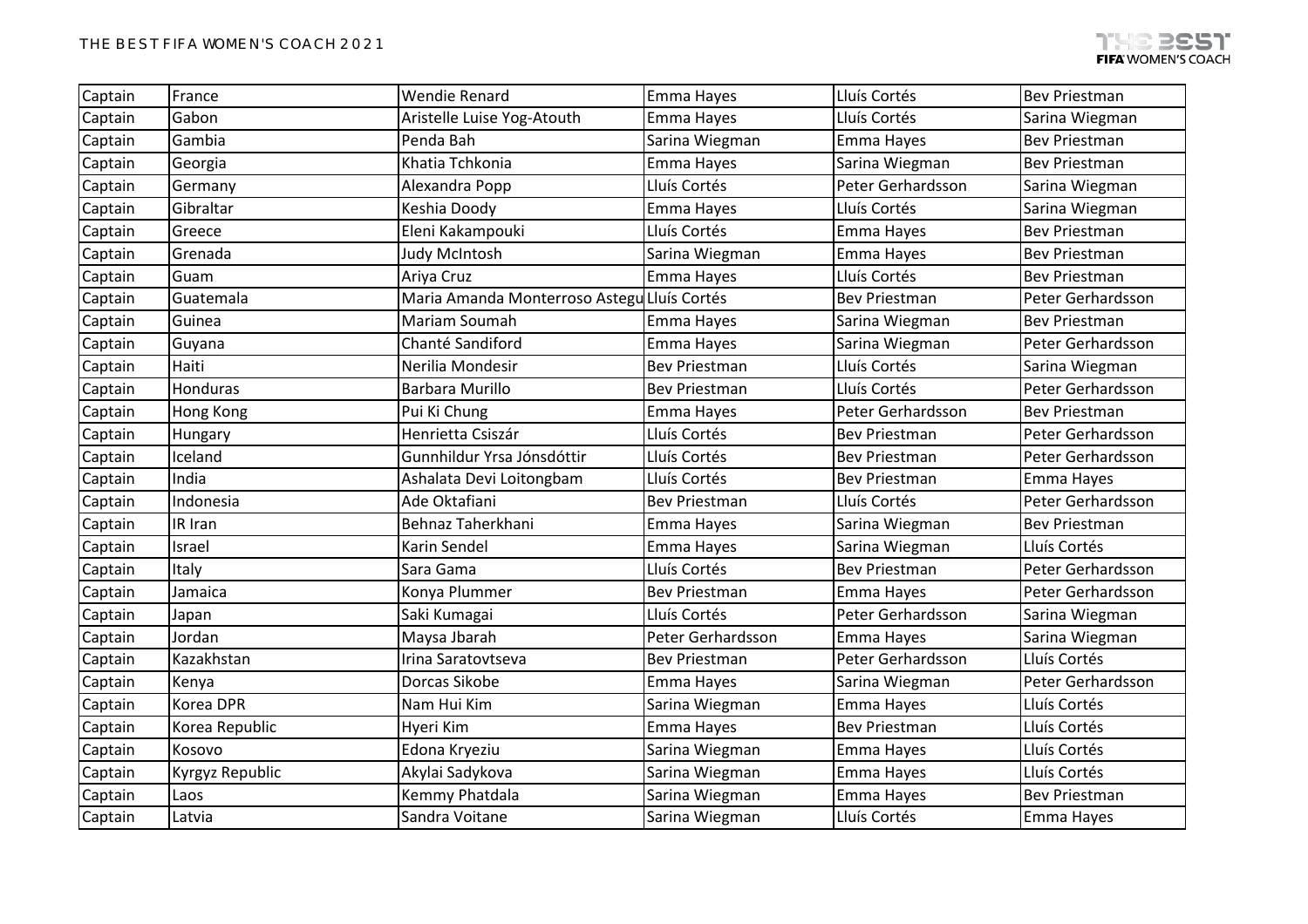| Captain | France | Wendie Renard | Emma Hayes | Lluís Cortés | Bev Priestman |
|---|---|---|---|---|---|
| Captain | Gabon | Aristelle Luise Yog-Atouth | Emma Hayes | Lluís Cortés | Sarina Wiegman |
| Captain | Gambia | Penda Bah | Sarina Wiegman | Emma Hayes | Bev Priestman |
| Captain | Georgia | Khatia Tchkonia | Emma Hayes | Sarina Wiegman | Bev Priestman |
| Captain | Germany | Alexandra Popp | Lluís Cortés | Peter Gerhardsson | Sarina Wiegman |
| Captain | Gibraltar | Keshia Doody | Emma Hayes | Lluís Cortés | Sarina Wiegman |
| Captain | Greece | Eleni Kakampouki | Lluís Cortés | Emma Hayes | Bev Priestman |
| Captain | Grenada | Judy McIntosh | Sarina Wiegman | Emma Hayes | Bev Priestman |
| Captain | Guam | Ariya Cruz | Emma Hayes | Lluís Cortés | Bev Priestman |
| Captain | Guatemala | Maria Amanda Monterroso Astegu | Lluís Cortés | Bev Priestman | Peter Gerhardsson |
| Captain | Guinea | Mariam Soumah | Emma Hayes | Sarina Wiegman | Bev Priestman |
| Captain | Guyana | Chanté Sandiford | Emma Hayes | Sarina Wiegman | Peter Gerhardsson |
| Captain | Haiti | Nerilia Mondesir | Bev Priestman | Lluís Cortés | Sarina Wiegman |
| Captain | Honduras | Barbara Murillo | Bev Priestman | Lluís Cortés | Peter Gerhardsson |
| Captain | Hong Kong | Pui Ki Chung | Emma Hayes | Peter Gerhardsson | Bev Priestman |
| Captain | Hungary | Henrietta Csiszár | Lluís Cortés | Bev Priestman | Peter Gerhardsson |
| Captain | Iceland | Gunnhildur Yrsa Jónsdóttir | Lluís Cortés | Bev Priestman | Peter Gerhardsson |
| Captain | India | Ashalata Devi Loitongbam | Lluís Cortés | Bev Priestman | Emma Hayes |
| Captain | Indonesia | Ade Oktafiani | Bev Priestman | Lluís Cortés | Peter Gerhardsson |
| Captain | IR Iran | Behnaz Taherkhani | Emma Hayes | Sarina Wiegman | Bev Priestman |
| Captain | Israel | Karin Sendel | Emma Hayes | Sarina Wiegman | Lluís Cortés |
| Captain | Italy | Sara Gama | Lluís Cortés | Bev Priestman | Peter Gerhardsson |
| Captain | Jamaica | Konya Plummer | Bev Priestman | Emma Hayes | Peter Gerhardsson |
| Captain | Japan | Saki Kumagai | Lluís Cortés | Peter Gerhardsson | Sarina Wiegman |
| Captain | Jordan | Maysa Jbarah | Peter Gerhardsson | Emma Hayes | Sarina Wiegman |
| Captain | Kazakhstan | Irina Saratovtseva | Bev Priestman | Peter Gerhardsson | Lluís Cortés |
| Captain | Kenya | Dorcas Sikobe | Emma Hayes | Sarina Wiegman | Peter Gerhardsson |
| Captain | Korea DPR | Nam Hui Kim | Sarina Wiegman | Emma Hayes | Lluís Cortés |
| Captain | Korea Republic | Hyeri Kim | Emma Hayes | Bev Priestman | Lluís Cortés |
| Captain | Kosovo | Edona Kryeziu | Sarina Wiegman | Emma Hayes | Lluís Cortés |
| Captain | Kyrgyz Republic | Akylai Sadykova | Sarina Wiegman | Emma Hayes | Lluís Cortés |
| Captain | Laos | Kemmy Phatdala | Sarina Wiegman | Emma Hayes | Bev Priestman |
| Captain | Latvia | Sandra Voitane | Sarina Wiegman | Lluís Cortés | Emma Hayes |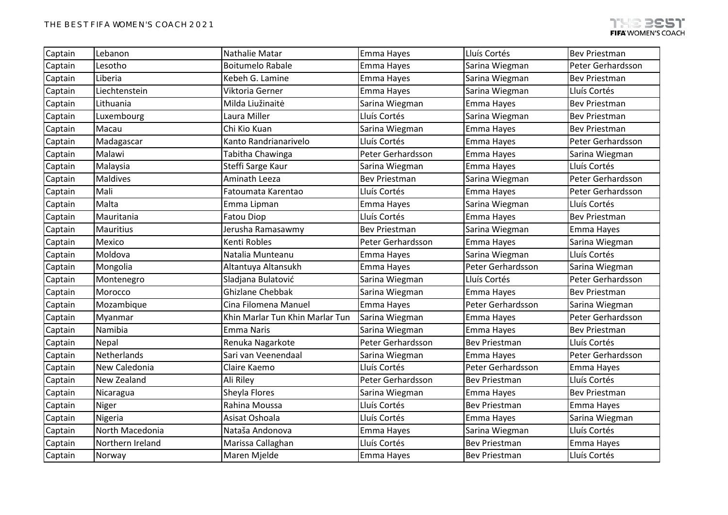| Captain | Lebanon | Nathalie Matar | Emma Hayes | Lluís Cortés | Bev Priestman |
|---|---|---|---|---|---|
| Captain | Lesotho | Boitumelo Rabale | Emma Hayes | Sarina Wiegman | Peter Gerhardsson |
| Captain | Liberia | Kebeh G. Lamine | Emma Hayes | Sarina Wiegman | Bev Priestman |
| Captain | Liechtenstein | Viktoria Gerner | Emma Hayes | Sarina Wiegman | Lluís Cortés |
| Captain | Lithuania | Milda Liužinaitė | Sarina Wiegman | Emma Hayes | Bev Priestman |
| Captain | Luxembourg | Laura Miller | Lluís Cortés | Sarina Wiegman | Bev Priestman |
| Captain | Macau | Chi Kio Kuan | Sarina Wiegman | Emma Hayes | Bev Priestman |
| Captain | Madagascar | Kanto Randrianarivelo | Lluís Cortés | Emma Hayes | Peter Gerhardsson |
| Captain | Malawi | Tabitha Chawinga | Peter Gerhardsson | Emma Hayes | Sarina Wiegman |
| Captain | Malaysia | Steffi Sarge Kaur | Sarina Wiegman | Emma Hayes | Lluís Cortés |
| Captain | Maldives | Aminath Leeza | Bev Priestman | Sarina Wiegman | Peter Gerhardsson |
| Captain | Mali | Fatoumata Karentao | Lluís Cortés | Emma Hayes | Peter Gerhardsson |
| Captain | Malta | Emma Lipman | Emma Hayes | Sarina Wiegman | Lluís Cortés |
| Captain | Mauritania | Fatou Diop | Lluís Cortés | Emma Hayes | Bev Priestman |
| Captain | Mauritius | Jerusha Ramasawmy | Bev Priestman | Sarina Wiegman | Emma Hayes |
| Captain | Mexico | Kenti Robles | Peter Gerhardsson | Emma Hayes | Sarina Wiegman |
| Captain | Moldova | Natalia Munteanu | Emma Hayes | Sarina Wiegman | Lluís Cortés |
| Captain | Mongolia | Altantuya Altansukh | Emma Hayes | Peter Gerhardsson | Sarina Wiegman |
| Captain | Montenegro | Sladjana Bulatović | Sarina Wiegman | Lluís Cortés | Peter Gerhardsson |
| Captain | Morocco | Ghizlane Chebbak | Sarina Wiegman | Emma Hayes | Bev Priestman |
| Captain | Mozambique | Cina Filomena Manuel | Emma Hayes | Peter Gerhardsson | Sarina Wiegman |
| Captain | Myanmar | Khin Marlar Tun Khin Marlar Tun | Sarina Wiegman | Emma Hayes | Peter Gerhardsson |
| Captain | Namibia | Emma Naris | Sarina Wiegman | Emma Hayes | Bev Priestman |
| Captain | Nepal | Renuka Nagarkote | Peter Gerhardsson | Bev Priestman | Lluís Cortés |
| Captain | Netherlands | Sari van Veenendaal | Sarina Wiegman | Emma Hayes | Peter Gerhardsson |
| Captain | New Caledonia | Claire Kaemo | Lluís Cortés | Peter Gerhardsson | Emma Hayes |
| Captain | New Zealand | Ali Riley | Peter Gerhardsson | Bev Priestman | Lluís Cortés |
| Captain | Nicaragua | Sheyla Flores | Sarina Wiegman | Emma Hayes | Bev Priestman |
| Captain | Niger | Rahina Moussa | Lluís Cortés | Bev Priestman | Emma Hayes |
| Captain | Nigeria | Asisat Oshoala | Lluís Cortés | Emma Hayes | Sarina Wiegman |
| Captain | North Macedonia | Nataša Andonova | Emma Hayes | Sarina Wiegman | Lluís Cortés |
| Captain | Northern Ireland | Marissa Callaghan | Lluís Cortés | Bev Priestman | Emma Hayes |
| Captain | Norway | Maren Mjelde | Emma Hayes | Bev Priestman | Lluís Cortés |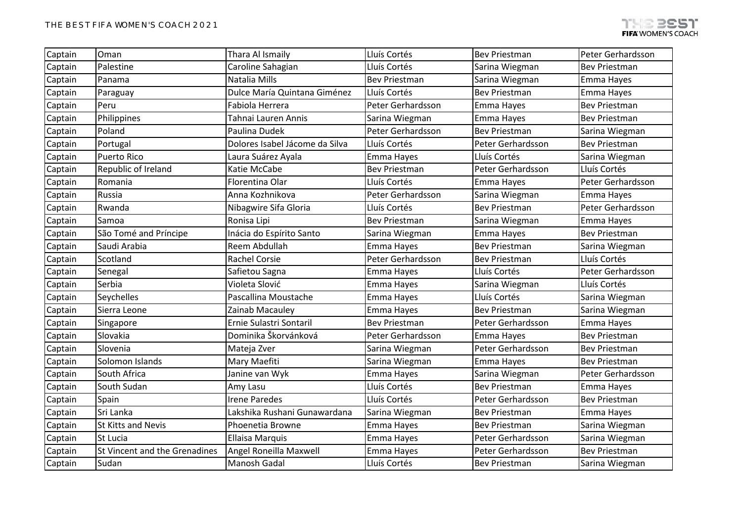| Captain | Oman | Thara Al Ismaily | Lluís Cortés | Bev Priestman | Peter Gerhardsson |
|---|---|---|---|---|---|
| Captain | Palestine | Caroline Sahagian | Lluís Cortés | Sarina Wiegman | Bev Priestman |
| Captain | Panama | Natalia Mills | Bev Priestman | Sarina Wiegman | Emma Hayes |
| Captain | Paraguay | Dulce María Quintana Giménez | Lluís Cortés | Bev Priestman | Emma Hayes |
| Captain | Peru | Fabiola Herrera | Peter Gerhardsson | Emma Hayes | Bev Priestman |
| Captain | Philippines | Tahnai Lauren Annis | Sarina Wiegman | Emma Hayes | Bev Priestman |
| Captain | Poland | Paulina Dudek | Peter Gerhardsson | Bev Priestman | Sarina Wiegman |
| Captain | Portugal | Dolores Isabel Jácome da Silva | Lluís Cortés | Peter Gerhardsson | Bev Priestman |
| Captain | Puerto Rico | Laura Suárez Ayala | Emma Hayes | Lluís Cortés | Sarina Wiegman |
| Captain | Republic of Ireland | Katie McCabe | Bev Priestman | Peter Gerhardsson | Lluís Cortés |
| Captain | Romania | Florentina Olar | Lluís Cortés | Emma Hayes | Peter Gerhardsson |
| Captain | Russia | Anna Kozhnikova | Peter Gerhardsson | Sarina Wiegman | Emma Hayes |
| Captain | Rwanda | Nibagwire Sifa Gloria | Lluís Cortés | Bev Priestman | Peter Gerhardsson |
| Captain | Samoa | Ronisa Lipi | Bev Priestman | Sarina Wiegman | Emma Hayes |
| Captain | São Tomé and Príncipe | Inácia do Espírito Santo | Sarina Wiegman | Emma Hayes | Bev Priestman |
| Captain | Saudi Arabia | Reem Abdullah | Emma Hayes | Bev Priestman | Sarina Wiegman |
| Captain | Scotland | Rachel Corsie | Peter Gerhardsson | Bev Priestman | Lluís Cortés |
| Captain | Senegal | Safietou Sagna | Emma Hayes | Lluís Cortés | Peter Gerhardsson |
| Captain | Serbia | Violeta Slović | Emma Hayes | Sarina Wiegman | Lluís Cortés |
| Captain | Seychelles | Pascallina Moustache | Emma Hayes | Lluís Cortés | Sarina Wiegman |
| Captain | Sierra Leone | Zainab Macauley | Emma Hayes | Bev Priestman | Sarina Wiegman |
| Captain | Singapore | Ernie Sulastri Sontaril | Bev Priestman | Peter Gerhardsson | Emma Hayes |
| Captain | Slovakia | Dominika Škorvánková | Peter Gerhardsson | Emma Hayes | Bev Priestman |
| Captain | Slovenia | Mateja Zver | Sarina Wiegman | Peter Gerhardsson | Bev Priestman |
| Captain | Solomon Islands | Mary Maefiti | Sarina Wiegman | Emma Hayes | Bev Priestman |
| Captain | South Africa | Janine van Wyk | Emma Hayes | Sarina Wiegman | Peter Gerhardsson |
| Captain | South Sudan | Amy Lasu | Lluís Cortés | Bev Priestman | Emma Hayes |
| Captain | Spain | Irene Paredes | Lluís Cortés | Peter Gerhardsson | Bev Priestman |
| Captain | Sri Lanka | Lakshika Rushani Gunawardana | Sarina Wiegman | Bev Priestman | Emma Hayes |
| Captain | St Kitts and Nevis | Phoenetia Browne | Emma Hayes | Bev Priestman | Sarina Wiegman |
| Captain | St Lucia | Ellaisa Marquis | Emma Hayes | Peter Gerhardsson | Sarina Wiegman |
| Captain | St Vincent and the Grenadines | Angel Roneilla Maxwell | Emma Hayes | Peter Gerhardsson | Bev Priestman |
| Captain | Sudan | Manosh Gadal | Lluís Cortés | Bev Priestman | Sarina Wiegman |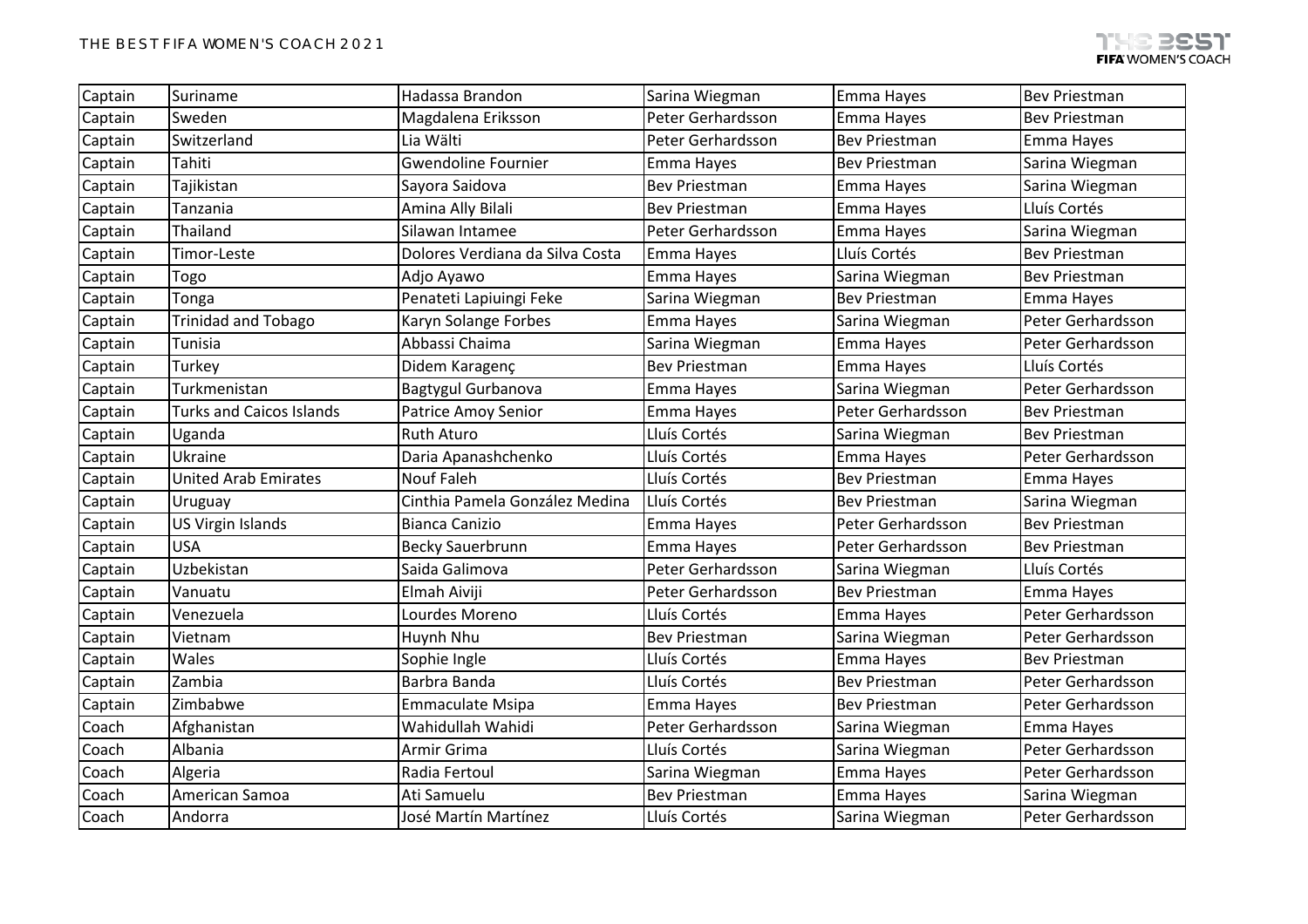| Captain | Suriname | Hadassa Brandon | Sarina Wiegman | Emma Hayes | Bev Priestman |
|---|---|---|---|---|---|
| Captain | Sweden | Magdalena Eriksson | Peter Gerhardsson | Emma Hayes | Bev Priestman |
| Captain | Switzerland | Lia Wälti | Peter Gerhardsson | Bev Priestman | Emma Hayes |
| Captain | Tahiti | Gwendoline Fournier | Emma Hayes | Bev Priestman | Sarina Wiegman |
| Captain | Tajikistan | Sayora Saidova | Bev Priestman | Emma Hayes | Sarina Wiegman |
| Captain | Tanzania | Amina Ally Bilali | Bev Priestman | Emma Hayes | Lluís Cortés |
| Captain | Thailand | Silawan Intamee | Peter Gerhardsson | Emma Hayes | Sarina Wiegman |
| Captain | Timor-Leste | Dolores Verdiana da Silva Costa | Emma Hayes | Lluís Cortés | Bev Priestman |
| Captain | Togo | Adjo Ayawo | Emma Hayes | Sarina Wiegman | Bev Priestman |
| Captain | Tonga | Penateti Lapiuingi Feke | Sarina Wiegman | Bev Priestman | Emma Hayes |
| Captain | Trinidad and Tobago | Karyn Solange Forbes | Emma Hayes | Sarina Wiegman | Peter Gerhardsson |
| Captain | Tunisia | Abbassi Chaima | Sarina Wiegman | Emma Hayes | Peter Gerhardsson |
| Captain | Turkey | Didem Karagenç | Bev Priestman | Emma Hayes | Lluís Cortés |
| Captain | Turkmenistan | Bagtygul Gurbanova | Emma Hayes | Sarina Wiegman | Peter Gerhardsson |
| Captain | Turks and Caicos Islands | Patrice Amoy Senior | Emma Hayes | Peter Gerhardsson | Bev Priestman |
| Captain | Uganda | Ruth Aturo | Lluís Cortés | Sarina Wiegman | Bev Priestman |
| Captain | Ukraine | Daria Apanashchenko | Lluís Cortés | Emma Hayes | Peter Gerhardsson |
| Captain | United Arab Emirates | Nouf Faleh | Lluís Cortés | Bev Priestman | Emma Hayes |
| Captain | Uruguay | Cinthia Pamela González Medina | Lluís Cortés | Bev Priestman | Sarina Wiegman |
| Captain | US Virgin Islands | Bianca Canizio | Emma Hayes | Peter Gerhardsson | Bev Priestman |
| Captain | USA | Becky Sauerbrunn | Emma Hayes | Peter Gerhardsson | Bev Priestman |
| Captain | Uzbekistan | Saida Galimova | Peter Gerhardsson | Sarina Wiegman | Lluís Cortés |
| Captain | Vanuatu | Elmah Aiviji | Peter Gerhardsson | Bev Priestman | Emma Hayes |
| Captain | Venezuela | Lourdes Moreno | Lluís Cortés | Emma Hayes | Peter Gerhardsson |
| Captain | Vietnam | Huynh Nhu | Bev Priestman | Sarina Wiegman | Peter Gerhardsson |
| Captain | Wales | Sophie Ingle | Lluís Cortés | Emma Hayes | Bev Priestman |
| Captain | Zambia | Barbra Banda | Lluís Cortés | Bev Priestman | Peter Gerhardsson |
| Captain | Zimbabwe | Emmaculate Msipa | Emma Hayes | Bev Priestman | Peter Gerhardsson |
| Coach | Afghanistan | Wahidullah Wahidi | Peter Gerhardsson | Sarina Wiegman | Emma Hayes |
| Coach | Albania | Armir Grima | Lluís Cortés | Sarina Wiegman | Peter Gerhardsson |
| Coach | Algeria | Radia Fertoul | Sarina Wiegman | Emma Hayes | Peter Gerhardsson |
| Coach | American Samoa | Ati Samuelu | Bev Priestman | Emma Hayes | Sarina Wiegman |
| Coach | Andorra | José Martín Martínez | Lluís Cortés | Sarina Wiegman | Peter Gerhardsson |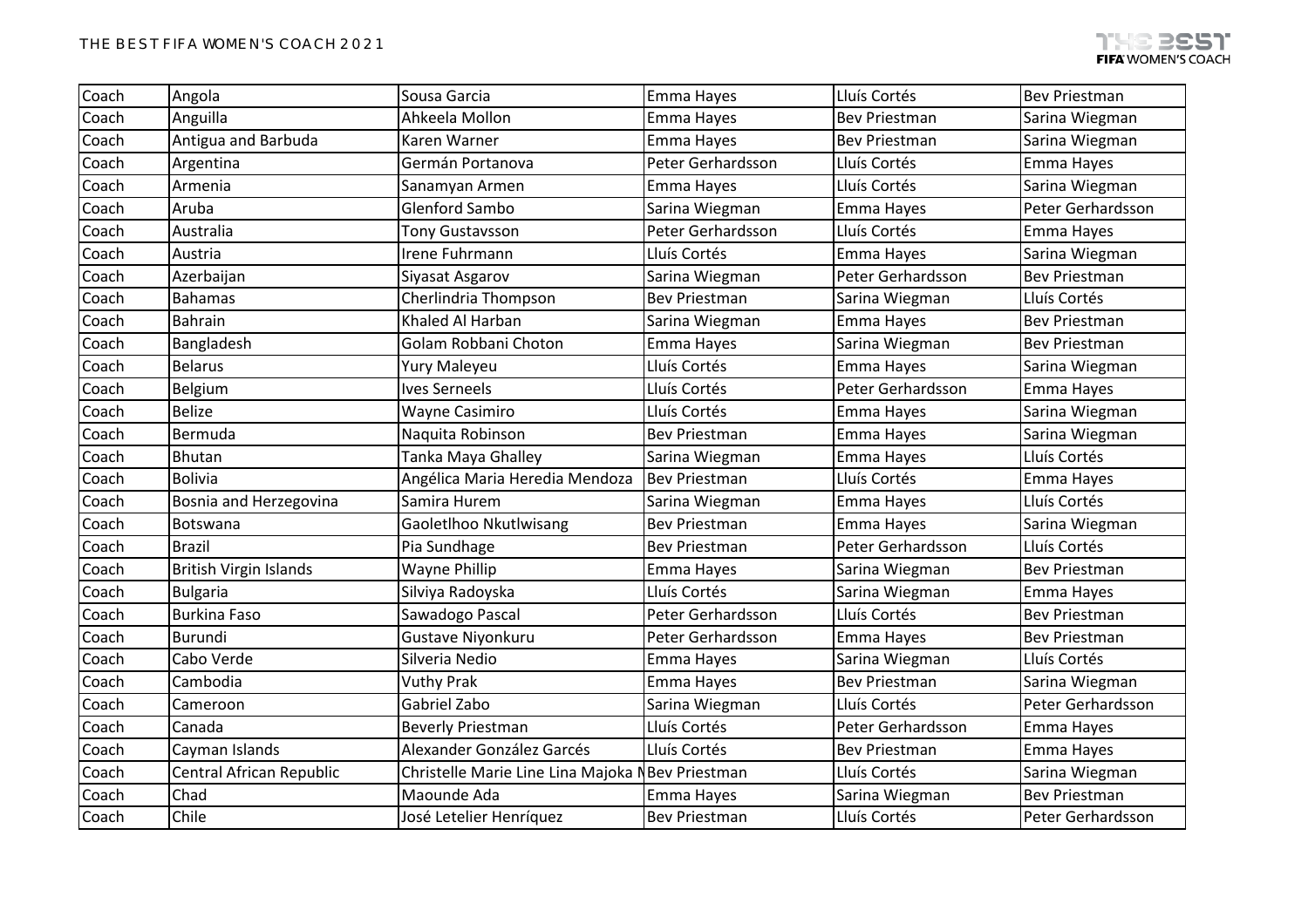| Coach | Angola | Sousa Garcia | Emma Hayes | Lluís Cortés | Bev Priestman |
|---|---|---|---|---|---|
| Coach | Anguilla | Ahkeela Mollon | Emma Hayes | Bev Priestman | Sarina Wiegman |
| Coach | Antigua and Barbuda | Karen Warner | Emma Hayes | Bev Priestman | Sarina Wiegman |
| Coach | Argentina | Germán Portanova | Peter Gerhardsson | Lluís Cortés | Emma Hayes |
| Coach | Armenia | Sanamyan Armen | Emma Hayes | Lluís Cortés | Sarina Wiegman |
| Coach | Aruba | Glenford Sambo | Sarina Wiegman | Emma Hayes | Peter Gerhardsson |
| Coach | Australia | Tony Gustavsson | Peter Gerhardsson | Lluís Cortés | Emma Hayes |
| Coach | Austria | Irene Fuhrmann | Lluís Cortés | Emma Hayes | Sarina Wiegman |
| Coach | Azerbaijan | Siyasat Asgarov | Sarina Wiegman | Peter Gerhardsson | Bev Priestman |
| Coach | Bahamas | Cherlindria Thompson | Bev Priestman | Sarina Wiegman | Lluís Cortés |
| Coach | Bahrain | Khaled Al Harban | Sarina Wiegman | Emma Hayes | Bev Priestman |
| Coach | Bangladesh | Golam Robbani Choton | Emma Hayes | Sarina Wiegman | Bev Priestman |
| Coach | Belarus | Yury Maleyeu | Lluís Cortés | Emma Hayes | Sarina Wiegman |
| Coach | Belgium | Ives Serneels | Lluís Cortés | Peter Gerhardsson | Emma Hayes |
| Coach | Belize | Wayne Casimiro | Lluís Cortés | Emma Hayes | Sarina Wiegman |
| Coach | Bermuda | Naquita Robinson | Bev Priestman | Emma Hayes | Sarina Wiegman |
| Coach | Bhutan | Tanka Maya Ghalley | Sarina Wiegman | Emma Hayes | Lluís Cortés |
| Coach | Bolivia | Angélica Maria Heredia Mendoza | Bev Priestman | Lluís Cortés | Emma Hayes |
| Coach | Bosnia and Herzegovina | Samira Hurem | Sarina Wiegman | Emma Hayes | Lluís Cortés |
| Coach | Botswana | Gaoletlhoo Nkutlwisang | Bev Priestman | Emma Hayes | Sarina Wiegman |
| Coach | Brazil | Pia Sundhage | Bev Priestman | Peter Gerhardsson | Lluís Cortés |
| Coach | British Virgin Islands | Wayne Phillip | Emma Hayes | Sarina Wiegman | Bev Priestman |
| Coach | Bulgaria | Silviya Radoyska | Lluís Cortés | Sarina Wiegman | Emma Hayes |
| Coach | Burkina Faso | Sawadogo Pascal | Peter Gerhardsson | Lluís Cortés | Bev Priestman |
| Coach | Burundi | Gustave Niyonkuru | Peter Gerhardsson | Emma Hayes | Bev Priestman |
| Coach | Cabo Verde | Silveria Nedio | Emma Hayes | Sarina Wiegman | Lluís Cortés |
| Coach | Cambodia | Vuthy Prak | Emma Hayes | Bev Priestman | Sarina Wiegman |
| Coach | Cameroon | Gabriel Zabo | Sarina Wiegman | Lluís Cortés | Peter Gerhardsson |
| Coach | Canada | Beverly Priestman | Lluís Cortés | Peter Gerhardsson | Emma Hayes |
| Coach | Cayman Islands | Alexander González Garcés | Lluís Cortés | Bev Priestman | Emma Hayes |
| Coach | Central African Republic | Christelle Marie Line Lina Majoka M | Bev Priestman | Lluís Cortés | Sarina Wiegman |
| Coach | Chad | Maounde Ada | Emma Hayes | Sarina Wiegman | Bev Priestman |
| Coach | Chile | José Letelier Henríquez | Bev Priestman | Lluís Cortés | Peter Gerhardsson |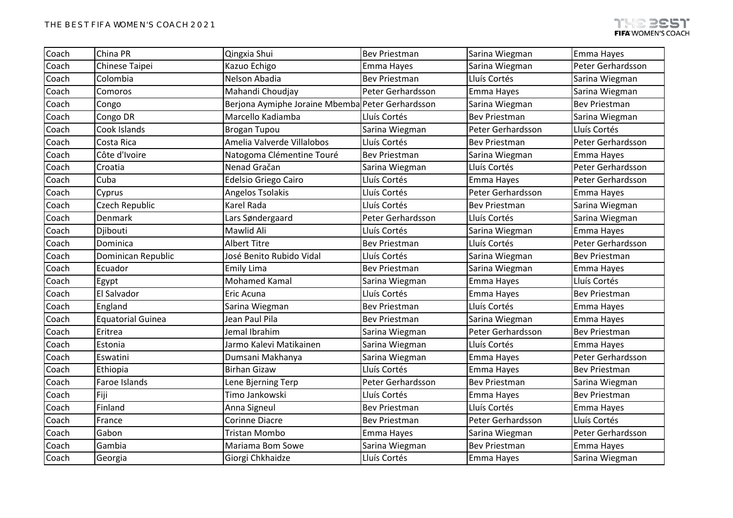| Coach | China PR | Qingxia Shui | Bev Priestman | Sarina Wiegman | Emma Hayes |
|---|---|---|---|---|---|
| Coach | Chinese Taipei | Kazuo Echigo | Emma Hayes | Sarina Wiegman | Peter Gerhardsson |
| Coach | Colombia | Nelson Abadia | Bev Priestman | Lluís Cortés | Sarina Wiegman |
| Coach | Comoros | Mahandi Choudjay | Peter Gerhardsson | Emma Hayes | Sarina Wiegman |
| Coach | Congo | Berjona Aymiphe Joraine Mbemba | Peter Gerhardsson | Sarina Wiegman | Bev Priestman |
| Coach | Congo DR | Marcello Kadiamba | Lluís Cortés | Bev Priestman | Sarina Wiegman |
| Coach | Cook Islands | Brogan Tupou | Sarina Wiegman | Peter Gerhardsson | Lluís Cortés |
| Coach | Costa Rica | Amelia Valverde Villalobos | Lluís Cortés | Bev Priestman | Peter Gerhardsson |
| Coach | Côte d'Ivoire | Natogoma Clémentine Touré | Bev Priestman | Sarina Wiegman | Emma Hayes |
| Coach | Croatia | Nenad Gračan | Sarina Wiegman | Lluís Cortés | Peter Gerhardsson |
| Coach | Cuba | Edelsio Griego Cairo | Lluís Cortés | Emma Hayes | Peter Gerhardsson |
| Coach | Cyprus | Angelos Tsolakis | Lluís Cortés | Peter Gerhardsson | Emma Hayes |
| Coach | Czech Republic | Karel Rada | Lluís Cortés | Bev Priestman | Sarina Wiegman |
| Coach | Denmark | Lars Søndergaard | Peter Gerhardsson | Lluís Cortés | Sarina Wiegman |
| Coach | Djibouti | Mawlid Ali | Lluís Cortés | Sarina Wiegman | Emma Hayes |
| Coach | Dominica | Albert Titre | Bev Priestman | Lluís Cortés | Peter Gerhardsson |
| Coach | Dominican Republic | José Benito Rubido Vidal | Lluís Cortés | Sarina Wiegman | Bev Priestman |
| Coach | Ecuador | Emily Lima | Bev Priestman | Sarina Wiegman | Emma Hayes |
| Coach | Egypt | Mohamed Kamal | Sarina Wiegman | Emma Hayes | Lluís Cortés |
| Coach | El Salvador | Eric Acuna | Lluís Cortés | Emma Hayes | Bev Priestman |
| Coach | England | Sarina Wiegman | Bev Priestman | Lluís Cortés | Emma Hayes |
| Coach | Equatorial Guinea | Jean Paul Pila | Bev Priestman | Sarina Wiegman | Emma Hayes |
| Coach | Eritrea | Jemal Ibrahim | Sarina Wiegman | Peter Gerhardsson | Bev Priestman |
| Coach | Estonia | Jarmo Kalevi Matikainen | Sarina Wiegman | Lluís Cortés | Emma Hayes |
| Coach | Eswatini | Dumsani Makhanya | Sarina Wiegman | Emma Hayes | Peter Gerhardsson |
| Coach | Ethiopia | Birhan Gizaw | Lluís Cortés | Emma Hayes | Bev Priestman |
| Coach | Faroe Islands | Lene Bjerning Terp | Peter Gerhardsson | Bev Priestman | Sarina Wiegman |
| Coach | Fiji | Timo Jankowski | Lluís Cortés | Emma Hayes | Bev Priestman |
| Coach | Finland | Anna Signeul | Bev Priestman | Lluís Cortés | Emma Hayes |
| Coach | France | Corinne Diacre | Bev Priestman | Peter Gerhardsson | Lluís Cortés |
| Coach | Gabon | Tristan Mombo | Emma Hayes | Sarina Wiegman | Peter Gerhardsson |
| Coach | Gambia | Mariama Bom Sowe | Sarina Wiegman | Bev Priestman | Emma Hayes |
| Coach | Georgia | Giorgi Chkhaidze | Lluís Cortés | Emma Hayes | Sarina Wiegman |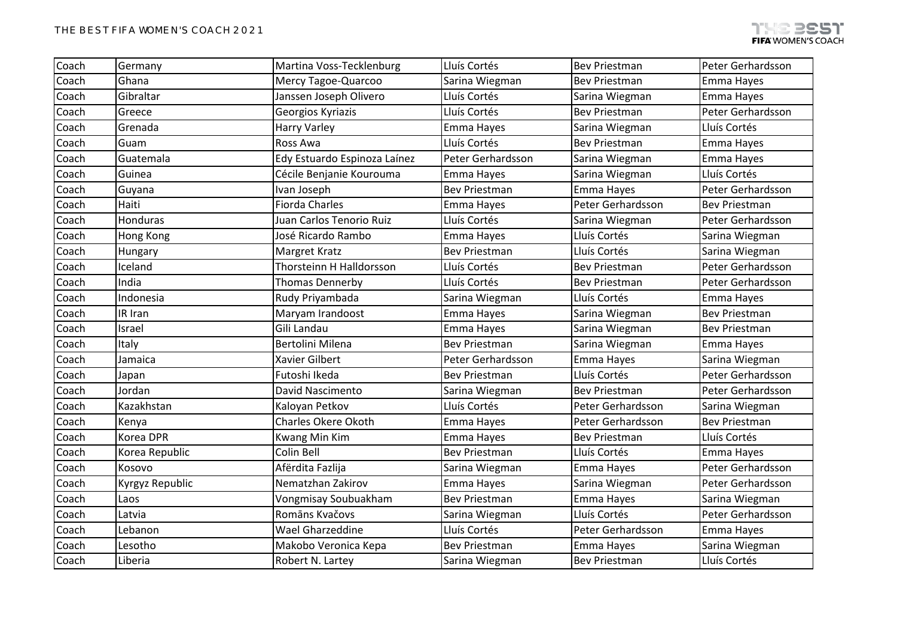| Coach | Germany | Martina Voss-Tecklenburg | Lluís Cortés | Bev Priestman | Peter Gerhardsson |
|---|---|---|---|---|---|
| Coach | Ghana | Mercy Tagoe-Quarcoo | Sarina Wiegman | Bev Priestman | Emma Hayes |
| Coach | Gibraltar | Janssen Joseph Olivero | Lluís Cortés | Sarina Wiegman | Emma Hayes |
| Coach | Greece | Georgios Kyriazis | Lluís Cortés | Bev Priestman | Peter Gerhardsson |
| Coach | Grenada | Harry Varley | Emma Hayes | Sarina Wiegman | Lluís Cortés |
| Coach | Guam | Ross Awa | Lluís Cortés | Bev Priestman | Emma Hayes |
| Coach | Guatemala | Edy Estuardo Espinoza Laínez | Peter Gerhardsson | Sarina Wiegman | Emma Hayes |
| Coach | Guinea | Cécile Benjanie Kourouma | Emma Hayes | Sarina Wiegman | Lluís Cortés |
| Coach | Guyana | Ivan Joseph | Bev Priestman | Emma Hayes | Peter Gerhardsson |
| Coach | Haiti | Fiorda Charles | Emma Hayes | Peter Gerhardsson | Bev Priestman |
| Coach | Honduras | Juan Carlos Tenorio Ruiz | Lluís Cortés | Sarina Wiegman | Peter Gerhardsson |
| Coach | Hong Kong | José Ricardo Rambo | Emma Hayes | Lluís Cortés | Sarina Wiegman |
| Coach | Hungary | Margret Kratz | Bev Priestman | Lluís Cortés | Sarina Wiegman |
| Coach | Iceland | Thorsteinn H Halldorsson | Lluís Cortés | Bev Priestman | Peter Gerhardsson |
| Coach | India | Thomas Dennerby | Lluís Cortés | Bev Priestman | Peter Gerhardsson |
| Coach | Indonesia | Rudy Priyambada | Sarina Wiegman | Lluís Cortés | Emma Hayes |
| Coach | IR Iran | Maryam Irandoost | Emma Hayes | Sarina Wiegman | Bev Priestman |
| Coach | Israel | Gili Landau | Emma Hayes | Sarina Wiegman | Bev Priestman |
| Coach | Italy | Bertolini Milena | Bev Priestman | Sarina Wiegman | Emma Hayes |
| Coach | Jamaica | Xavier Gilbert | Peter Gerhardsson | Emma Hayes | Sarina Wiegman |
| Coach | Japan | Futoshi Ikeda | Bev Priestman | Lluís Cortés | Peter Gerhardsson |
| Coach | Jordan | David Nascimento | Sarina Wiegman | Bev Priestman | Peter Gerhardsson |
| Coach | Kazakhstan | Kaloyan Petkov | Lluís Cortés | Peter Gerhardsson | Sarina Wiegman |
| Coach | Kenya | Charles Okere Okoth | Emma Hayes | Peter Gerhardsson | Bev Priestman |
| Coach | Korea DPR | Kwang Min Kim | Emma Hayes | Bev Priestman | Lluís Cortés |
| Coach | Korea Republic | Colin Bell | Bev Priestman | Lluís Cortés | Emma Hayes |
| Coach | Kosovo | Afërdita Fazlija | Sarina Wiegman | Emma Hayes | Peter Gerhardsson |
| Coach | Kyrgyz Republic | Nematzhan Zakirov | Emma Hayes | Sarina Wiegman | Peter Gerhardsson |
| Coach | Laos | Vongmisay Soubuakham | Bev Priestman | Emma Hayes | Sarina Wiegman |
| Coach | Latvia | Romāns Kvačovs | Sarina Wiegman | Lluís Cortés | Peter Gerhardsson |
| Coach | Lebanon | Wael Gharzeddine | Lluís Cortés | Peter Gerhardsson | Emma Hayes |
| Coach | Lesotho | Makobo Veronica Kepa | Bev Priestman | Emma Hayes | Sarina Wiegman |
| Coach | Liberia | Robert N. Lartey | Sarina Wiegman | Bev Priestman | Lluís Cortés |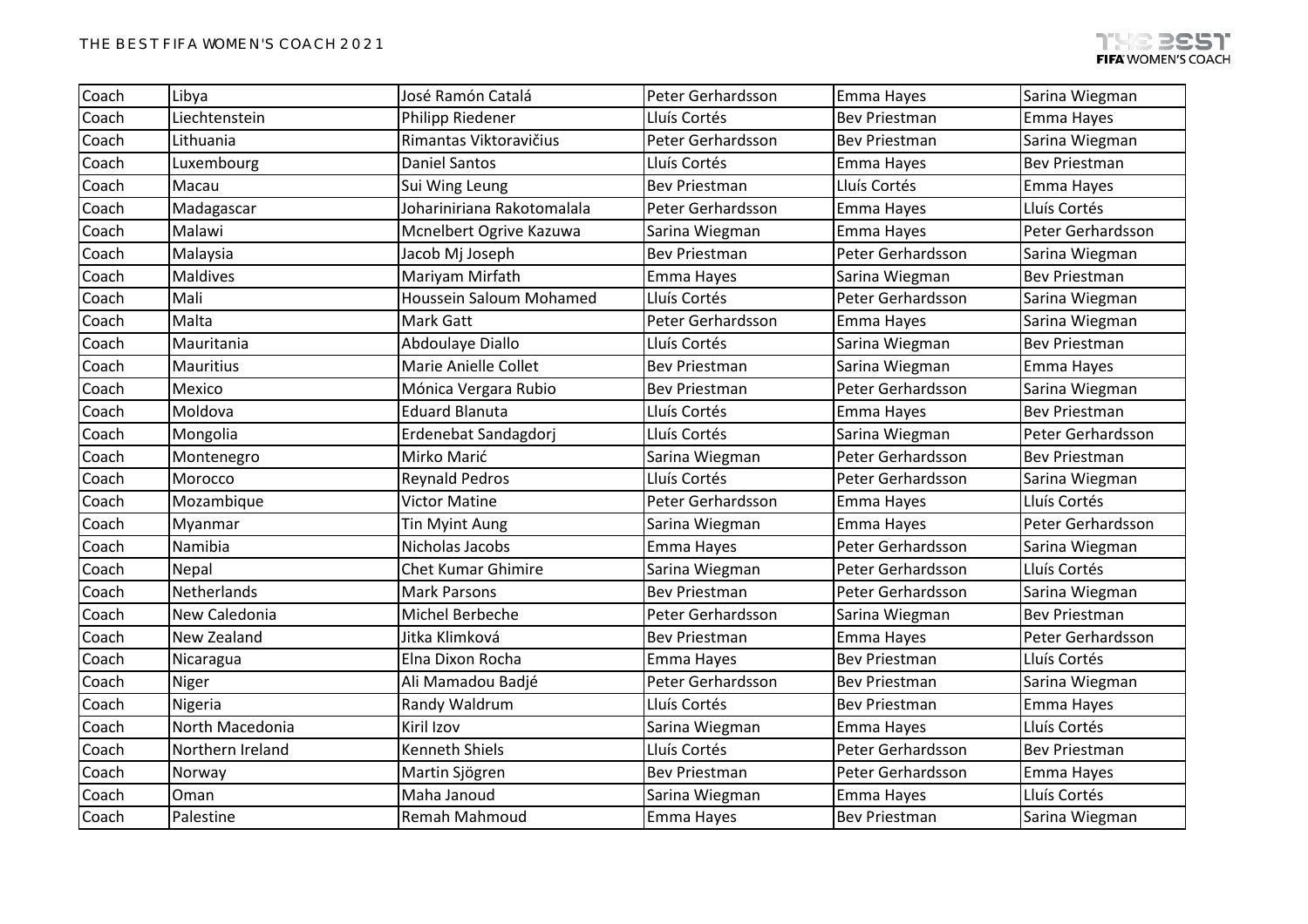| Coach | Libya | José Ramón Catalá | Peter Gerhardsson | Emma Hayes | Sarina Wiegman |
|---|---|---|---|---|---|
| Coach | Liechtenstein | Philipp Riedener | Lluís Cortés | Bev Priestman | Emma Hayes |
| Coach | Lithuania | Rimantas Viktoravičius | Peter Gerhardsson | Bev Priestman | Sarina Wiegman |
| Coach | Luxembourg | Daniel Santos | Lluís Cortés | Emma Hayes | Bev Priestman |
| Coach | Macau | Sui Wing Leung | Bev Priestman | Lluís Cortés | Emma Hayes |
| Coach | Madagascar | Johariniriana Rakotomalala | Peter Gerhardsson | Emma Hayes | Lluís Cortés |
| Coach | Malawi | Mcnelbert Ogrive Kazuwa | Sarina Wiegman | Emma Hayes | Peter Gerhardsson |
| Coach | Malaysia | Jacob Mj Joseph | Bev Priestman | Peter Gerhardsson | Sarina Wiegman |
| Coach | Maldives | Mariyam Mirfath | Emma Hayes | Sarina Wiegman | Bev Priestman |
| Coach | Mali | Houssein Saloum Mohamed | Lluís Cortés | Peter Gerhardsson | Sarina Wiegman |
| Coach | Malta | Mark Gatt | Peter Gerhardsson | Emma Hayes | Sarina Wiegman |
| Coach | Mauritania | Abdoulaye Diallo | Lluís Cortés | Sarina Wiegman | Bev Priestman |
| Coach | Mauritius | Marie Anielle Collet | Bev Priestman | Sarina Wiegman | Emma Hayes |
| Coach | Mexico | Mónica Vergara Rubio | Bev Priestman | Peter Gerhardsson | Sarina Wiegman |
| Coach | Moldova | Eduard Blanuta | Lluís Cortés | Emma Hayes | Bev Priestman |
| Coach | Mongolia | Erdenebat Sandagdorj | Lluís Cortés | Sarina Wiegman | Peter Gerhardsson |
| Coach | Montenegro | Mirko Marić | Sarina Wiegman | Peter Gerhardsson | Bev Priestman |
| Coach | Morocco | Reynald Pedros | Lluís Cortés | Peter Gerhardsson | Sarina Wiegman |
| Coach | Mozambique | Victor Matine | Peter Gerhardsson | Emma Hayes | Lluís Cortés |
| Coach | Myanmar | Tin Myint Aung | Sarina Wiegman | Emma Hayes | Peter Gerhardsson |
| Coach | Namibia | Nicholas Jacobs | Emma Hayes | Peter Gerhardsson | Sarina Wiegman |
| Coach | Nepal | Chet Kumar Ghimire | Sarina Wiegman | Peter Gerhardsson | Lluís Cortés |
| Coach | Netherlands | Mark Parsons | Bev Priestman | Peter Gerhardsson | Sarina Wiegman |
| Coach | New Caledonia | Michel Berbeche | Peter Gerhardsson | Sarina Wiegman | Bev Priestman |
| Coach | New Zealand | Jitka Klimková | Bev Priestman | Emma Hayes | Peter Gerhardsson |
| Coach | Nicaragua | Elna Dixon Rocha | Emma Hayes | Bev Priestman | Lluís Cortés |
| Coach | Niger | Ali Mamadou Badjé | Peter Gerhardsson | Bev Priestman | Sarina Wiegman |
| Coach | Nigeria | Randy Waldrum | Lluís Cortés | Bev Priestman | Emma Hayes |
| Coach | North Macedonia | Kiril Izov | Sarina Wiegman | Emma Hayes | Lluís Cortés |
| Coach | Northern Ireland | Kenneth Shiels | Lluís Cortés | Peter Gerhardsson | Bev Priestman |
| Coach | Norway | Martin Sjögren | Bev Priestman | Peter Gerhardsson | Emma Hayes |
| Coach | Oman | Maha Janoud | Sarina Wiegman | Emma Hayes | Lluís Cortés |
| Coach | Palestine | Remah Mahmoud | Emma Hayes | Bev Priestman | Sarina Wiegman |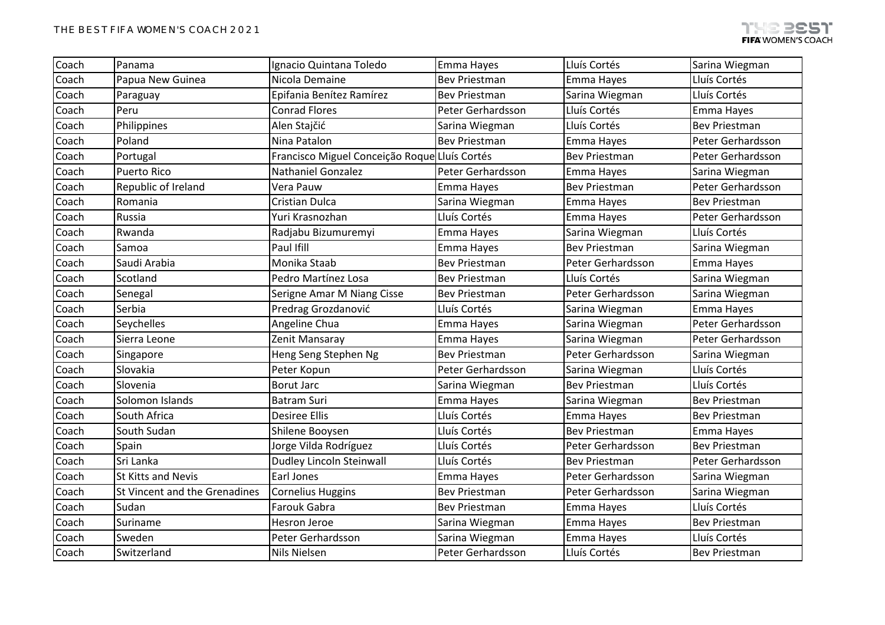| Coach | Panama | Ignacio Quintana Toledo | Emma Hayes | Lluís Cortés | Sarina Wiegman |
|---|---|---|---|---|---|
| Coach | Papua New Guinea | Nicola Demaine | Bev Priestman | Emma Hayes | Lluís Cortés |
| Coach | Paraguay | Epifania Benítez Ramírez | Bev Priestman | Sarina Wiegman | Lluís Cortés |
| Coach | Peru | Conrad Flores | Peter Gerhardsson | Lluís Cortés | Emma Hayes |
| Coach | Philippines | Alen Stajčić | Sarina Wiegman | Lluís Cortés | Bev Priestman |
| Coach | Poland | Nina Patalon | Bev Priestman | Emma Hayes | Peter Gerhardsson |
| Coach | Portugal | Francisco Miguel Conceição Roque | Lluís Cortés | Bev Priestman | Peter Gerhardsson |
| Coach | Puerto Rico | Nathaniel Gonzalez | Peter Gerhardsson | Emma Hayes | Sarina Wiegman |
| Coach | Republic of Ireland | Vera Pauw | Emma Hayes | Bev Priestman | Peter Gerhardsson |
| Coach | Romania | Cristian Dulca | Sarina Wiegman | Emma Hayes | Bev Priestman |
| Coach | Russia | Yuri Krasnozhan | Lluís Cortés | Emma Hayes | Peter Gerhardsson |
| Coach | Rwanda | Radjabu Bizumuremyi | Emma Hayes | Sarina Wiegman | Lluís Cortés |
| Coach | Samoa | Paul Ifill | Emma Hayes | Bev Priestman | Sarina Wiegman |
| Coach | Saudi Arabia | Monika Staab | Bev Priestman | Peter Gerhardsson | Emma Hayes |
| Coach | Scotland | Pedro Martínez Losa | Bev Priestman | Lluís Cortés | Sarina Wiegman |
| Coach | Senegal | Serigne Amar M Niang Cisse | Bev Priestman | Peter Gerhardsson | Sarina Wiegman |
| Coach | Serbia | Predrag Grozdanović | Lluís Cortés | Sarina Wiegman | Emma Hayes |
| Coach | Seychelles | Angeline Chua | Emma Hayes | Sarina Wiegman | Peter Gerhardsson |
| Coach | Sierra Leone | Zenit Mansaray | Emma Hayes | Sarina Wiegman | Peter Gerhardsson |
| Coach | Singapore | Heng Seng Stephen Ng | Bev Priestman | Peter Gerhardsson | Sarina Wiegman |
| Coach | Slovakia | Peter Kopun | Peter Gerhardsson | Sarina Wiegman | Lluís Cortés |
| Coach | Slovenia | Borut Jarc | Sarina Wiegman | Bev Priestman | Lluís Cortés |
| Coach | Solomon Islands | Batram Suri | Emma Hayes | Sarina Wiegman | Bev Priestman |
| Coach | South Africa | Desiree Ellis | Lluís Cortés | Emma Hayes | Bev Priestman |
| Coach | South Sudan | Shilene Booysen | Lluís Cortés | Bev Priestman | Emma Hayes |
| Coach | Spain | Jorge Vilda Rodríguez | Lluís Cortés | Peter Gerhardsson | Bev Priestman |
| Coach | Sri Lanka | Dudley Lincoln Steinwall | Lluís Cortés | Bev Priestman | Peter Gerhardsson |
| Coach | St Kitts and Nevis | Earl Jones | Emma Hayes | Peter Gerhardsson | Sarina Wiegman |
| Coach | St Vincent and the Grenadines | Cornelius Huggins | Bev Priestman | Peter Gerhardsson | Sarina Wiegman |
| Coach | Sudan | Farouk Gabra | Bev Priestman | Emma Hayes | Lluís Cortés |
| Coach | Suriname | Hesron Jeroe | Sarina Wiegman | Emma Hayes | Bev Priestman |
| Coach | Sweden | Peter Gerhardsson | Sarina Wiegman | Emma Hayes | Lluís Cortés |
| Coach | Switzerland | Nils Nielsen | Peter Gerhardsson | Lluís Cortés | Bev Priestman |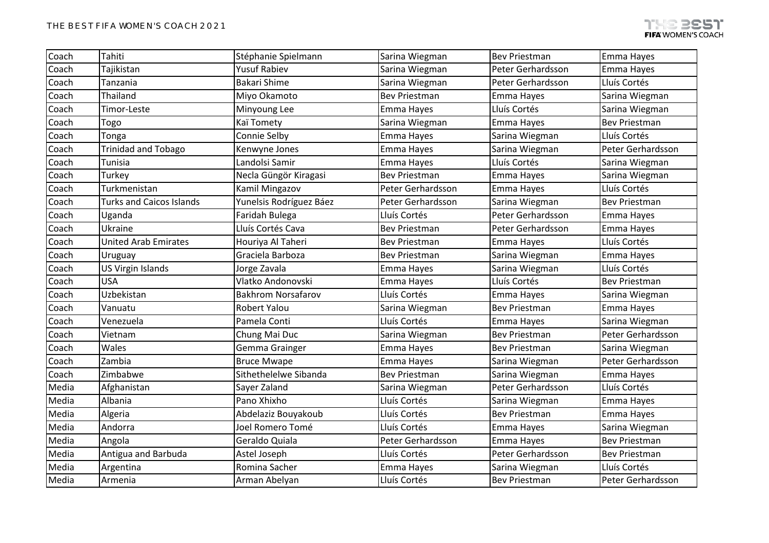| Coach | Tahiti | Stéphanie Spielmann | Sarina Wiegman | Bev Priestman | Emma Hayes |
|---|---|---|---|---|---|
| Coach | Tajikistan | Yusuf Rabiev | Sarina Wiegman | Peter Gerhardsson | Emma Hayes |
| Coach | Tanzania | Bakari Shime | Sarina Wiegman | Peter Gerhardsson | Lluís Cortés |
| Coach | Thailand | Miyo Okamoto | Bev Priestman | Emma Hayes | Sarina Wiegman |
| Coach | Timor-Leste | Minyoung Lee | Emma Hayes | Lluís Cortés | Sarina Wiegman |
| Coach | Togo | Kaï Tomety | Sarina Wiegman | Emma Hayes | Bev Priestman |
| Coach | Tonga | Connie Selby | Emma Hayes | Sarina Wiegman | Lluís Cortés |
| Coach | Trinidad and Tobago | Kenwyne Jones | Emma Hayes | Sarina Wiegman | Peter Gerhardsson |
| Coach | Tunisia | Landolsi Samir | Emma Hayes | Lluís Cortés | Sarina Wiegman |
| Coach | Turkey | Necla Güngör Kiragasi | Bev Priestman | Emma Hayes | Sarina Wiegman |
| Coach | Turkmenistan | Kamil Mingazov | Peter Gerhardsson | Emma Hayes | Lluís Cortés |
| Coach | Turks and Caicos Islands | Yunelsis Rodríguez Báez | Peter Gerhardsson | Sarina Wiegman | Bev Priestman |
| Coach | Uganda | Faridah Bulega | Lluís Cortés | Peter Gerhardsson | Emma Hayes |
| Coach | Ukraine | Lluís Cortés Cava | Bev Priestman | Peter Gerhardsson | Emma Hayes |
| Coach | United Arab Emirates | Houriya Al Taheri | Bev Priestman | Emma Hayes | Lluís Cortés |
| Coach | Uruguay | Graciela Barboza | Bev Priestman | Sarina Wiegman | Emma Hayes |
| Coach | US Virgin Islands | Jorge Zavala | Emma Hayes | Sarina Wiegman | Lluís Cortés |
| Coach | USA | Vlatko Andonovski | Emma Hayes | Lluís Cortés | Bev Priestman |
| Coach | Uzbekistan | Bakhrom Norsafarov | Lluís Cortés | Emma Hayes | Sarina Wiegman |
| Coach | Vanuatu | Robert Yalou | Sarina Wiegman | Bev Priestman | Emma Hayes |
| Coach | Venezuela | Pamela Conti | Lluís Cortés | Emma Hayes | Sarina Wiegman |
| Coach | Vietnam | Chung Mai Duc | Sarina Wiegman | Bev Priestman | Peter Gerhardsson |
| Coach | Wales | Gemma Grainger | Emma Hayes | Bev Priestman | Sarina Wiegman |
| Coach | Zambia | Bruce Mwape | Emma Hayes | Sarina Wiegman | Peter Gerhardsson |
| Coach | Zimbabwe | Sithethelelwe Sibanda | Bev Priestman | Sarina Wiegman | Emma Hayes |
| Media | Afghanistan | Sayer Zaland | Sarina Wiegman | Peter Gerhardsson | Lluís Cortés |
| Media | Albania | Pano Xhixho | Lluís Cortés | Sarina Wiegman | Emma Hayes |
| Media | Algeria | Abdelaziz Bouyakoub | Lluís Cortés | Bev Priestman | Emma Hayes |
| Media | Andorra | Joel Romero Tomé | Lluís Cortés | Emma Hayes | Sarina Wiegman |
| Media | Angola | Geraldo Quiala | Peter Gerhardsson | Emma Hayes | Bev Priestman |
| Media | Antigua and Barbuda | Astel Joseph | Lluís Cortés | Peter Gerhardsson | Bev Priestman |
| Media | Argentina | Romina Sacher | Emma Hayes | Sarina Wiegman | Lluís Cortés |
| Media | Armenia | Arman Abelyan | Lluís Cortés | Bev Priestman | Peter Gerhardsson |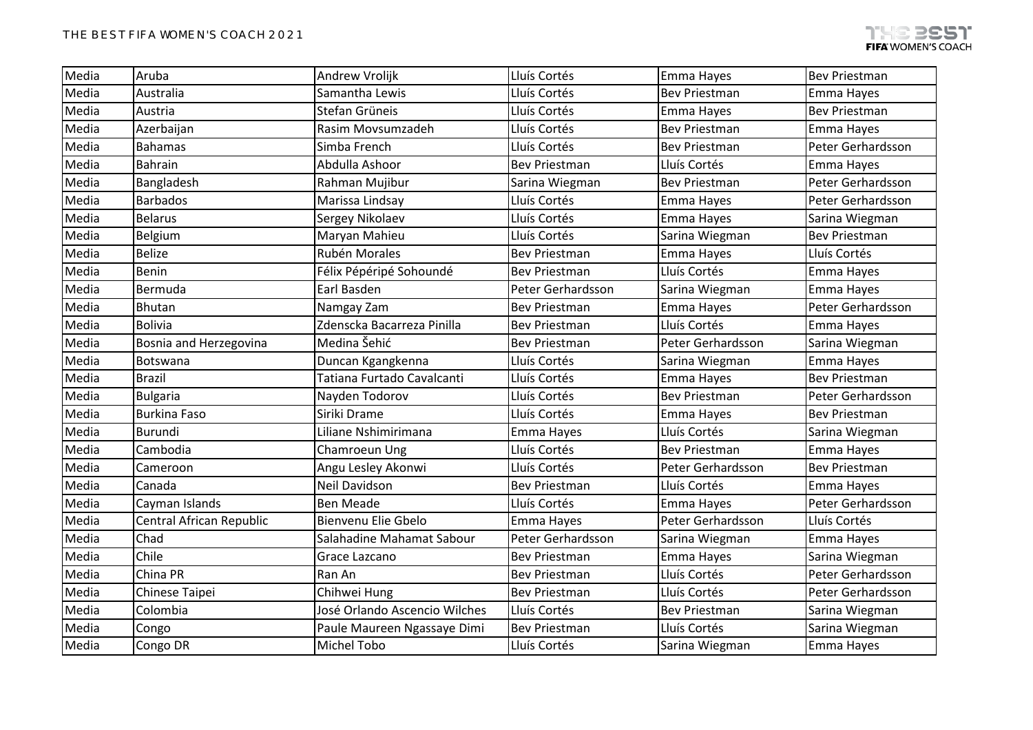| Media | Aruba | Andrew Vrolijk | Lluís Cortés | Emma Hayes | Bev Priestman |
|---|---|---|---|---|---|
| Media | Australia | Samantha Lewis | Lluís Cortés | Bev Priestman | Emma Hayes |
| Media | Austria | Stefan Grüneis | Lluís Cortés | Emma Hayes | Bev Priestman |
| Media | Azerbaijan | Rasim Movsumzadeh | Lluís Cortés | Bev Priestman | Emma Hayes |
| Media | Bahamas | Simba French | Lluís Cortés | Bev Priestman | Peter Gerhardsson |
| Media | Bahrain | Abdulla Ashoor | Bev Priestman | Lluís Cortés | Emma Hayes |
| Media | Bangladesh | Rahman Mujibur | Sarina Wiegman | Bev Priestman | Peter Gerhardsson |
| Media | Barbados | Marissa Lindsay | Lluís Cortés | Emma Hayes | Peter Gerhardsson |
| Media | Belarus | Sergey Nikolaev | Lluís Cortés | Emma Hayes | Sarina Wiegman |
| Media | Belgium | Maryan Mahieu | Lluís Cortés | Sarina Wiegman | Bev Priestman |
| Media | Belize | Rubén Morales | Bev Priestman | Emma Hayes | Lluís Cortés |
| Media | Benin | Félix Pépéripé Sohoundé | Bev Priestman | Lluís Cortés | Emma Hayes |
| Media | Bermuda | Earl Basden | Peter Gerhardsson | Sarina Wiegman | Emma Hayes |
| Media | Bhutan | Namgay Zam | Bev Priestman | Emma Hayes | Peter Gerhardsson |
| Media | Bolivia | Zdenscka Bacarreza Pinilla | Bev Priestman | Lluís Cortés | Emma Hayes |
| Media | Bosnia and Herzegovina | Medina Šehić | Bev Priestman | Peter Gerhardsson | Sarina Wiegman |
| Media | Botswana | Duncan Kgangkenna | Lluís Cortés | Sarina Wiegman | Emma Hayes |
| Media | Brazil | Tatiana Furtado Cavalcanti | Lluís Cortés | Emma Hayes | Bev Priestman |
| Media | Bulgaria | Nayden Todorov | Lluís Cortés | Bev Priestman | Peter Gerhardsson |
| Media | Burkina Faso | Siriki Drame | Lluís Cortés | Emma Hayes | Bev Priestman |
| Media | Burundi | Liliane Nshimirimana | Emma Hayes | Lluís Cortés | Sarina Wiegman |
| Media | Cambodia | Chamroeun Ung | Lluís Cortés | Bev Priestman | Emma Hayes |
| Media | Cameroon | Angu Lesley Akonwi | Lluís Cortés | Peter Gerhardsson | Bev Priestman |
| Media | Canada | Neil Davidson | Bev Priestman | Lluís Cortés | Emma Hayes |
| Media | Cayman Islands | Ben Meade | Lluís Cortés | Emma Hayes | Peter Gerhardsson |
| Media | Central African Republic | Bienvenu Elie Gbelo | Emma Hayes | Peter Gerhardsson | Lluís Cortés |
| Media | Chad | Salahadine Mahamat Sabour | Peter Gerhardsson | Sarina Wiegman | Emma Hayes |
| Media | Chile | Grace Lazcano | Bev Priestman | Emma Hayes | Sarina Wiegman |
| Media | China PR | Ran An | Bev Priestman | Lluís Cortés | Peter Gerhardsson |
| Media | Chinese Taipei | Chihwei Hung | Bev Priestman | Lluís Cortés | Peter Gerhardsson |
| Media | Colombia | José Orlando Ascencio Wilches | Lluís Cortés | Bev Priestman | Sarina Wiegman |
| Media | Congo | Paule Maureen Ngassaye Dimi | Bev Priestman | Lluís Cortés | Sarina Wiegman |
| Media | Congo DR | Michel Tobo | Lluís Cortés | Sarina Wiegman | Emma Hayes |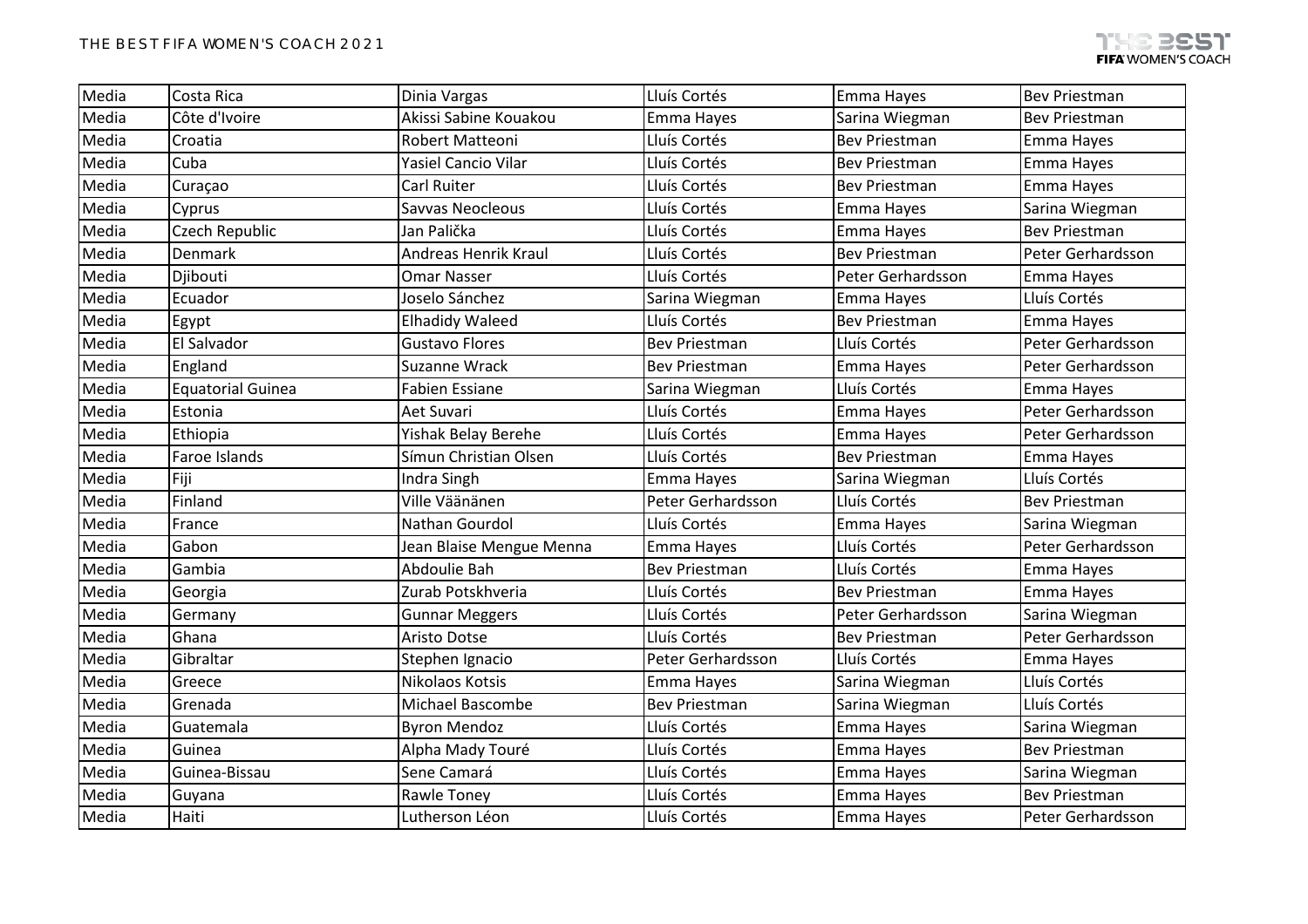| | | | | | |
|---|---|---|---|---|---|
| Media | Costa Rica | Dinia Vargas | Lluís Cortés | Emma Hayes | Bev Priestman |
| Media | Côte d'Ivoire | Akissi Sabine Kouakou | Emma Hayes | Sarina Wiegman | Bev Priestman |
| Media | Croatia | Robert Matteoni | Lluís Cortés | Bev Priestman | Emma Hayes |
| Media | Cuba | Yasiel Cancio Vilar | Lluís Cortés | Bev Priestman | Emma Hayes |
| Media | Curaçao | Carl Ruiter | Lluís Cortés | Bev Priestman | Emma Hayes |
| Media | Cyprus | Savvas Neocleous | Lluís Cortés | Emma Hayes | Sarina Wiegman |
| Media | Czech Republic | Jan Palička | Lluís Cortés | Emma Hayes | Bev Priestman |
| Media | Denmark | Andreas Henrik Kraul | Lluís Cortés | Bev Priestman | Peter Gerhardsson |
| Media | Djibouti | Omar Nasser | Lluís Cortés | Peter Gerhardsson | Emma Hayes |
| Media | Ecuador | Joselo Sánchez | Sarina Wiegman | Emma Hayes | Lluís Cortés |
| Media | Egypt | Elhadidy Waleed | Lluís Cortés | Bev Priestman | Emma Hayes |
| Media | El Salvador | Gustavo Flores | Bev Priestman | Lluís Cortés | Peter Gerhardsson |
| Media | England | Suzanne Wrack | Bev Priestman | Emma Hayes | Peter Gerhardsson |
| Media | Equatorial Guinea | Fabien Essiane | Sarina Wiegman | Lluís Cortés | Emma Hayes |
| Media | Estonia | Aet Suvari | Lluís Cortés | Emma Hayes | Peter Gerhardsson |
| Media | Ethiopia | Yishak Belay Berehe | Lluís Cortés | Emma Hayes | Peter Gerhardsson |
| Media | Faroe Islands | Símun Christian Olsen | Lluís Cortés | Bev Priestman | Emma Hayes |
| Media | Fiji | Indra Singh | Emma Hayes | Sarina Wiegman | Lluís Cortés |
| Media | Finland | Ville Väänänen | Peter Gerhardsson | Lluís Cortés | Bev Priestman |
| Media | France | Nathan Gourdol | Lluís Cortés | Emma Hayes | Sarina Wiegman |
| Media | Gabon | Jean Blaise Mengue Menna | Emma Hayes | Lluís Cortés | Peter Gerhardsson |
| Media | Gambia | Abdoulie Bah | Bev Priestman | Lluís Cortés | Emma Hayes |
| Media | Georgia | Zurab Potskhveria | Lluís Cortés | Bev Priestman | Emma Hayes |
| Media | Germany | Gunnar Meggers | Lluís Cortés | Peter Gerhardsson | Sarina Wiegman |
| Media | Ghana | Aristo Dotse | Lluís Cortés | Bev Priestman | Peter Gerhardsson |
| Media | Gibraltar | Stephen Ignacio | Peter Gerhardsson | Lluís Cortés | Emma Hayes |
| Media | Greece | Nikolaos Kotsis | Emma Hayes | Sarina Wiegman | Lluís Cortés |
| Media | Grenada | Michael Bascombe | Bev Priestman | Sarina Wiegman | Lluís Cortés |
| Media | Guatemala | Byron Mendoz | Lluís Cortés | Emma Hayes | Sarina Wiegman |
| Media | Guinea | Alpha Mady Touré | Lluís Cortés | Emma Hayes | Bev Priestman |
| Media | Guinea-Bissau | Sene Camará | Lluís Cortés | Emma Hayes | Sarina Wiegman |
| Media | Guyana | Rawle Toney | Lluís Cortés | Emma Hayes | Bev Priestman |
| Media | Haiti | Lutherson Léon | Lluís Cortés | Emma Hayes | Peter Gerhardsson |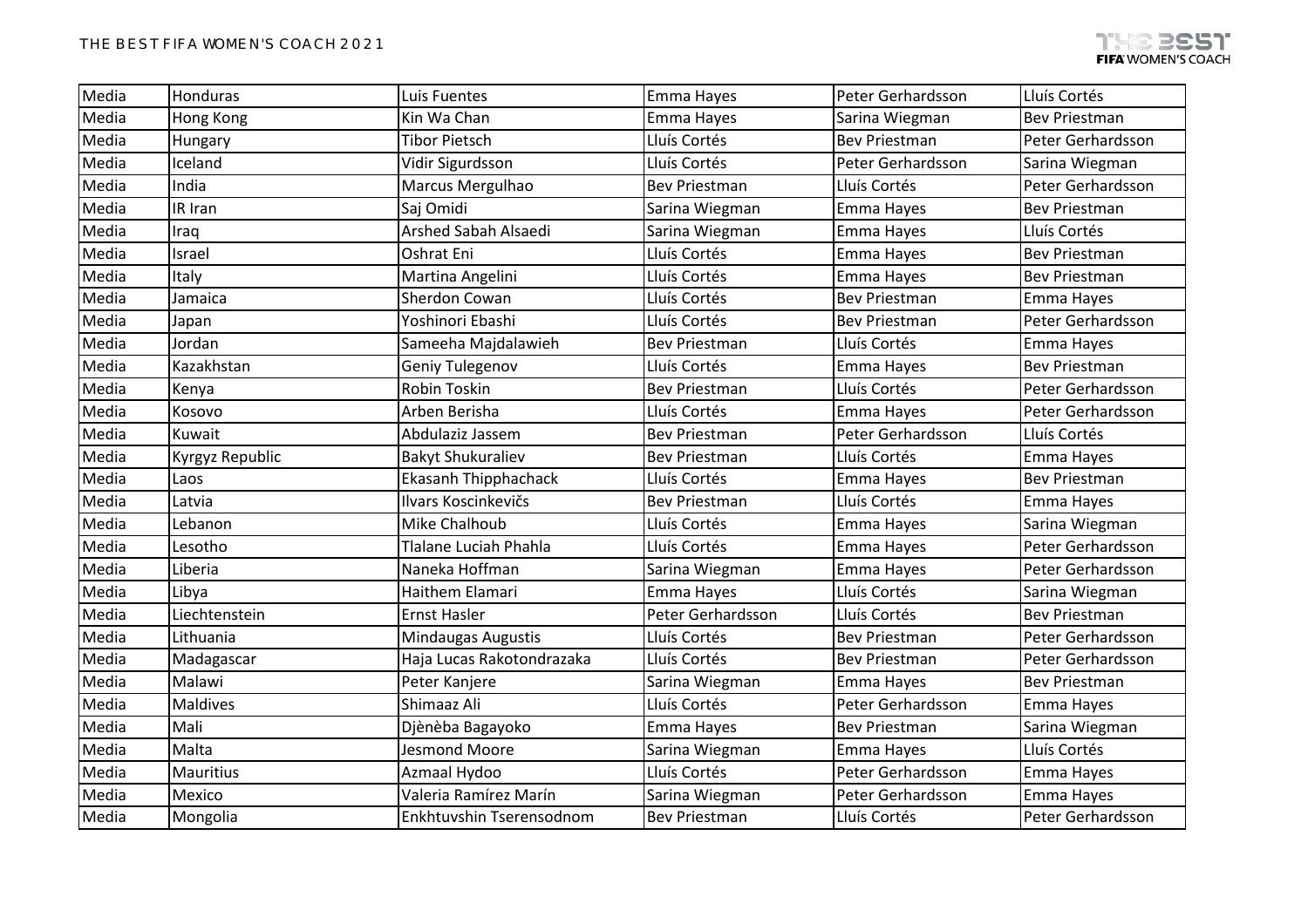| Media | Honduras | Luis Fuentes | Emma Hayes | Peter Gerhardsson | Lluís Cortés |
|---|---|---|---|---|---|
| Media | Hong Kong | Kin Wa Chan | Emma Hayes | Sarina Wiegman | Bev Priestman |
| Media | Hungary | Tibor Pietsch | Lluís Cortés | Bev Priestman | Peter Gerhardsson |
| Media | Iceland | Vidir Sigurdsson | Lluís Cortés | Peter Gerhardsson | Sarina Wiegman |
| Media | India | Marcus Mergulhao | Bev Priestman | Lluís Cortés | Peter Gerhardsson |
| Media | IR Iran | Saj Omidi | Sarina Wiegman | Emma Hayes | Bev Priestman |
| Media | Iraq | Arshed Sabah Alsaedi | Sarina Wiegman | Emma Hayes | Lluís Cortés |
| Media | Israel | Oshrat Eni | Lluís Cortés | Emma Hayes | Bev Priestman |
| Media | Italy | Martina Angelini | Lluís Cortés | Emma Hayes | Bev Priestman |
| Media | Jamaica | Sherdon Cowan | Lluís Cortés | Bev Priestman | Emma Hayes |
| Media | Japan | Yoshinori Ebashi | Lluís Cortés | Bev Priestman | Peter Gerhardsson |
| Media | Jordan | Sameeha Majdalawieh | Bev Priestman | Lluís Cortés | Emma Hayes |
| Media | Kazakhstan | Geniy Tulegenov | Lluís Cortés | Emma Hayes | Bev Priestman |
| Media | Kenya | Robin Toskin | Bev Priestman | Lluís Cortés | Peter Gerhardsson |
| Media | Kosovo | Arben Berisha | Lluís Cortés | Emma Hayes | Peter Gerhardsson |
| Media | Kuwait | Abdulaziz Jassem | Bev Priestman | Peter Gerhardsson | Lluís Cortés |
| Media | Kyrgyz Republic | Bakyt Shukuraliev | Bev Priestman | Lluís Cortés | Emma Hayes |
| Media | Laos | Ekasanh Thipphachack | Lluís Cortés | Emma Hayes | Bev Priestman |
| Media | Latvia | Ilvars Koscinkevičs | Bev Priestman | Lluís Cortés | Emma Hayes |
| Media | Lebanon | Mike Chalhoub | Lluís Cortés | Emma Hayes | Sarina Wiegman |
| Media | Lesotho | Tlalane Luciah Phahla | Lluís Cortés | Emma Hayes | Peter Gerhardsson |
| Media | Liberia | Naneka Hoffman | Sarina Wiegman | Emma Hayes | Peter Gerhardsson |
| Media | Libya | Haithem Elamari | Emma Hayes | Lluís Cortés | Sarina Wiegman |
| Media | Liechtenstein | Ernst Hasler | Peter Gerhardsson | Lluís Cortés | Bev Priestman |
| Media | Lithuania | Mindaugas Augustis | Lluís Cortés | Bev Priestman | Peter Gerhardsson |
| Media | Madagascar | Haja Lucas Rakotondrazaka | Lluís Cortés | Bev Priestman | Peter Gerhardsson |
| Media | Malawi | Peter Kanjere | Sarina Wiegman | Emma Hayes | Bev Priestman |
| Media | Maldives | Shimaaz Ali | Lluís Cortés | Peter Gerhardsson | Emma Hayes |
| Media | Mali | Djènèba Bagayoko | Emma Hayes | Bev Priestman | Sarina Wiegman |
| Media | Malta | Jesmond Moore | Sarina Wiegman | Emma Hayes | Lluís Cortés |
| Media | Mauritius | Azmaal Hydoo | Lluís Cortés | Peter Gerhardsson | Emma Hayes |
| Media | Mexico | Valeria Ramírez Marín | Sarina Wiegman | Peter Gerhardsson | Emma Hayes |
| Media | Mongolia | Enkhtuvshin Tserensodnom | Bev Priestman | Lluís Cortés | Peter Gerhardsson |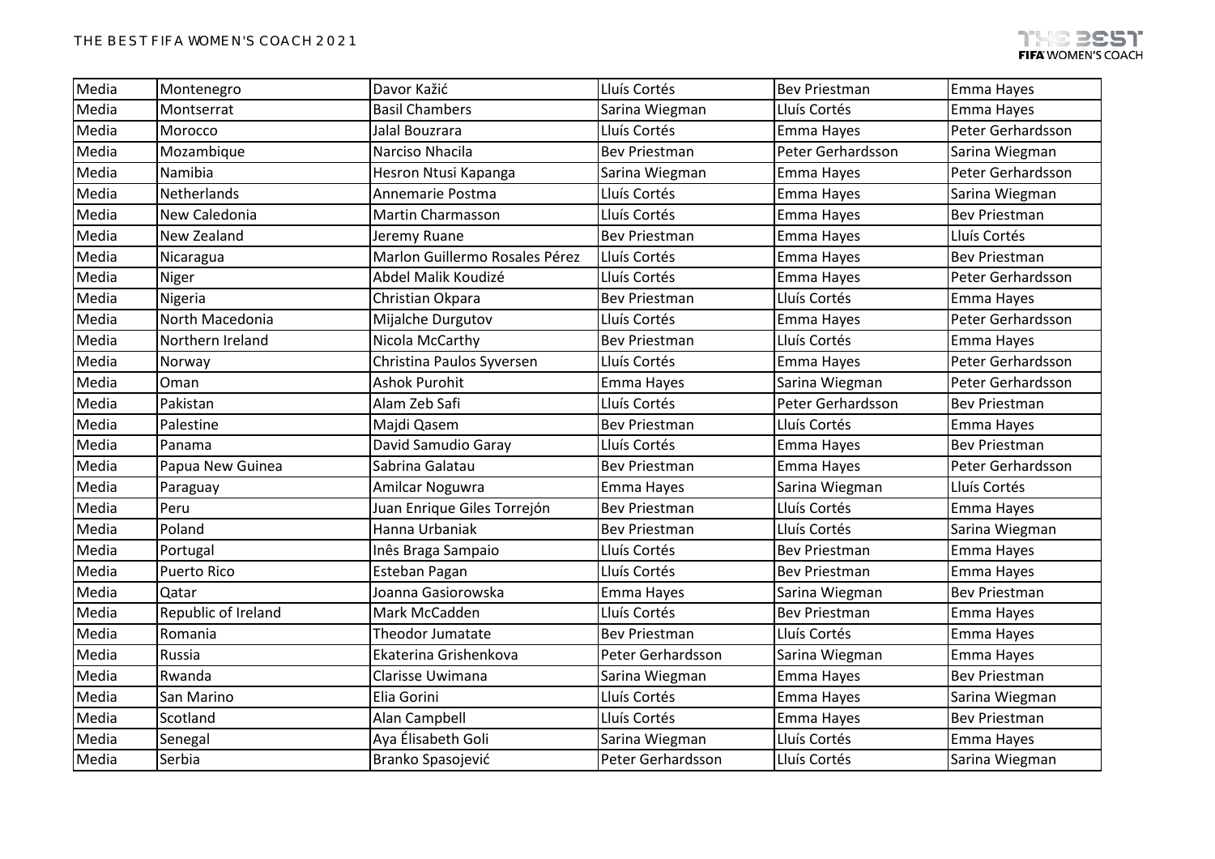| Media | Montenegro | Davor Kažić | Lluís Cortés | Bev Priestman | Emma Hayes |
|---|---|---|---|---|---|
| Media | Montserrat | Basil Chambers | Sarina Wiegman | Lluís Cortés | Emma Hayes |
| Media | Morocco | Jalal Bouzrara | Lluís Cortés | Emma Hayes | Peter Gerhardsson |
| Media | Mozambique | Narciso Nhacila | Bev Priestman | Peter Gerhardsson | Sarina Wiegman |
| Media | Namibia | Hesron Ntusi Kapanga | Sarina Wiegman | Emma Hayes | Peter Gerhardsson |
| Media | Netherlands | Annemarie Postma | Lluís Cortés | Emma Hayes | Sarina Wiegman |
| Media | New Caledonia | Martin Charmasson | Lluís Cortés | Emma Hayes | Bev Priestman |
| Media | New Zealand | Jeremy Ruane | Bev Priestman | Emma Hayes | Lluís Cortés |
| Media | Nicaragua | Marlon Guillermo Rosales Pérez | Lluís Cortés | Emma Hayes | Bev Priestman |
| Media | Niger | Abdel Malik Koudizé | Lluís Cortés | Emma Hayes | Peter Gerhardsson |
| Media | Nigeria | Christian Okpara | Bev Priestman | Lluís Cortés | Emma Hayes |
| Media | North Macedonia | Mijalche Durgutov | Lluís Cortés | Emma Hayes | Peter Gerhardsson |
| Media | Northern Ireland | Nicola McCarthy | Bev Priestman | Lluís Cortés | Emma Hayes |
| Media | Norway | Christina Paulos Syversen | Lluís Cortés | Emma Hayes | Peter Gerhardsson |
| Media | Oman | Ashok Purohit | Emma Hayes | Sarina Wiegman | Peter Gerhardsson |
| Media | Pakistan | Alam Zeb Safi | Lluís Cortés | Peter Gerhardsson | Bev Priestman |
| Media | Palestine | Majdi Qasem | Bev Priestman | Lluís Cortés | Emma Hayes |
| Media | Panama | David Samudio Garay | Lluís Cortés | Emma Hayes | Bev Priestman |
| Media | Papua New Guinea | Sabrina Galatau | Bev Priestman | Emma Hayes | Peter Gerhardsson |
| Media | Paraguay | Amilcar Noguwra | Emma Hayes | Sarina Wiegman | Lluís Cortés |
| Media | Peru | Juan Enrique Giles Torrejón | Bev Priestman | Lluís Cortés | Emma Hayes |
| Media | Poland | Hanna Urbaniak | Bev Priestman | Lluís Cortés | Sarina Wiegman |
| Media | Portugal | Inês Braga Sampaio | Lluís Cortés | Bev Priestman | Emma Hayes |
| Media | Puerto Rico | Esteban Pagan | Lluís Cortés | Bev Priestman | Emma Hayes |
| Media | Qatar | Joanna Gasiorowska | Emma Hayes | Sarina Wiegman | Bev Priestman |
| Media | Republic of Ireland | Mark McCadden | Lluís Cortés | Bev Priestman | Emma Hayes |
| Media | Romania | Theodor Jumatate | Bev Priestman | Lluís Cortés | Emma Hayes |
| Media | Russia | Ekaterina Grishenkova | Peter Gerhardsson | Sarina Wiegman | Emma Hayes |
| Media | Rwanda | Clarisse Uwimana | Sarina Wiegman | Emma Hayes | Bev Priestman |
| Media | San Marino | Elia Gorini | Lluís Cortés | Emma Hayes | Sarina Wiegman |
| Media | Scotland | Alan Campbell | Lluís Cortés | Emma Hayes | Bev Priestman |
| Media | Senegal | Aya Élisabeth Goli | Sarina Wiegman | Lluís Cortés | Emma Hayes |
| Media | Serbia | Branko Spasojević | Peter Gerhardsson | Lluís Cortés | Sarina Wiegman |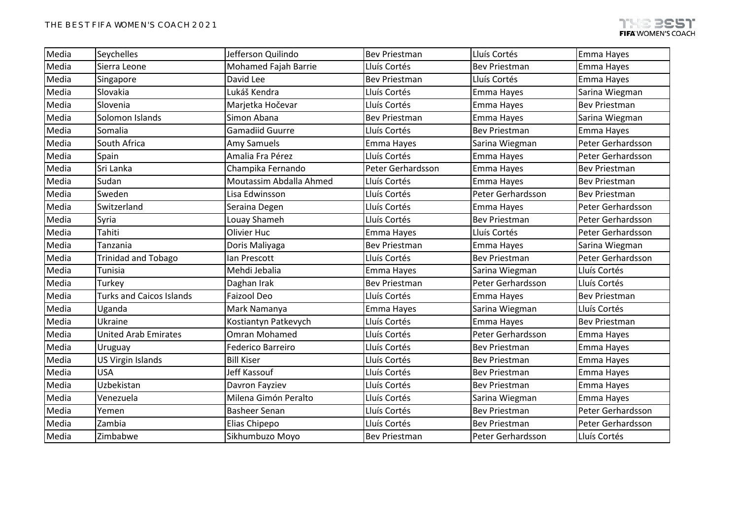| | | | | | |
|---|---|---|---|---|---|
| Media | Seychelles | Jefferson Quilindo | Bev Priestman | Lluís Cortés | Emma Hayes |
| Media | Sierra Leone | Mohamed Fajah Barrie | Lluís Cortés | Bev Priestman | Emma Hayes |
| Media | Singapore | David Lee | Bev Priestman | Lluís Cortés | Emma Hayes |
| Media | Slovakia | Lukáš Kendra | Lluís Cortés | Emma Hayes | Sarina Wiegman |
| Media | Slovenia | Marjetka Hočevar | Lluís Cortés | Emma Hayes | Bev Priestman |
| Media | Solomon Islands | Simon Abana | Bev Priestman | Emma Hayes | Sarina Wiegman |
| Media | Somalia | Gamadiid Guurre | Lluís Cortés | Bev Priestman | Emma Hayes |
| Media | South Africa | Amy Samuels | Emma Hayes | Sarina Wiegman | Peter Gerhardsson |
| Media | Spain | Amalia Fra Pérez | Lluís Cortés | Emma Hayes | Peter Gerhardsson |
| Media | Sri Lanka | Champika Fernando | Peter Gerhardsson | Emma Hayes | Bev Priestman |
| Media | Sudan | Moutassim Abdalla Ahmed | Lluís Cortés | Emma Hayes | Bev Priestman |
| Media | Sweden | Lisa Edwinsson | Lluís Cortés | Peter Gerhardsson | Bev Priestman |
| Media | Switzerland | Seraina Degen | Lluís Cortés | Emma Hayes | Peter Gerhardsson |
| Media | Syria | Louay Shameh | Lluís Cortés | Bev Priestman | Peter Gerhardsson |
| Media | Tahiti | Olivier Huc | Emma Hayes | Lluís Cortés | Peter Gerhardsson |
| Media | Tanzania | Doris Maliyaga | Bev Priestman | Emma Hayes | Sarina Wiegman |
| Media | Trinidad and Tobago | Ian Prescott | Lluís Cortés | Bev Priestman | Peter Gerhardsson |
| Media | Tunisia | Mehdi Jebalia | Emma Hayes | Sarina Wiegman | Lluís Cortés |
| Media | Turkey | Daghan Irak | Bev Priestman | Peter Gerhardsson | Lluís Cortés |
| Media | Turks and Caicos Islands | Faizool Deo | Lluís Cortés | Emma Hayes | Bev Priestman |
| Media | Uganda | Mark Namanya | Emma Hayes | Sarina Wiegman | Lluís Cortés |
| Media | Ukraine | Kostiantyn Patkevych | Lluís Cortés | Emma Hayes | Bev Priestman |
| Media | United Arab Emirates | Omran Mohamed | Lluís Cortés | Peter Gerhardsson | Emma Hayes |
| Media | Uruguay | Federico Barreiro | Lluís Cortés | Bev Priestman | Emma Hayes |
| Media | US Virgin Islands | Bill Kiser | Lluís Cortés | Bev Priestman | Emma Hayes |
| Media | USA | Jeff Kassouf | Lluís Cortés | Bev Priestman | Emma Hayes |
| Media | Uzbekistan | Davron Fayziev | Lluís Cortés | Bev Priestman | Emma Hayes |
| Media | Venezuela | Milena Gimón Peralto | Lluís Cortés | Sarina Wiegman | Emma Hayes |
| Media | Yemen | Basheer Senan | Lluís Cortés | Bev Priestman | Peter Gerhardsson |
| Media | Zambia | Elias Chipepo | Lluís Cortés | Bev Priestman | Peter Gerhardsson |
| Media | Zimbabwe | Sikhumbuzo Moyo | Bev Priestman | Peter Gerhardsson | Lluís Cortés |